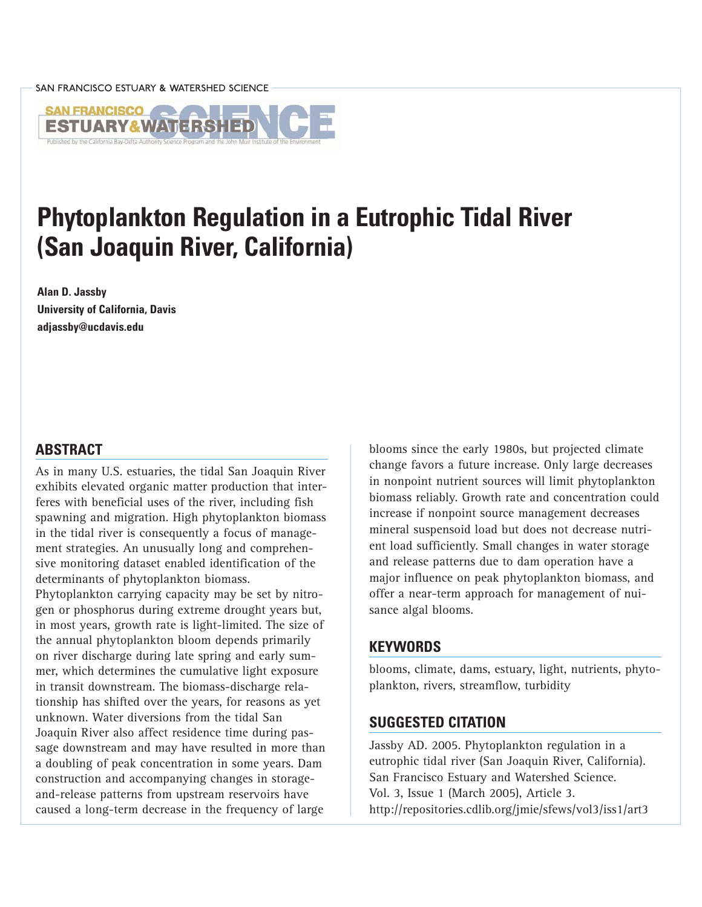# Phytoplankton Regulation in a Eutrophic Tidal River (San Joaquin River, California)

**Alan D. Jassby**
**University of California, Davis**
**adjassby@ucdavis.edu**

## ABSTRACT

As in many U.S. estuaries, the tidal San Joaquin River exhibits elevated organic matter production that interferes with beneficial uses of the river, including fish spawning and migration. High phytoplankton biomass in the tidal river is consequently a focus of management strategies. An unusually long and comprehensive monitoring dataset enabled identification of the determinants of phytoplankton biomass. Phytoplankton carrying capacity may be set by nitrogen or phosphorus during extreme drought years but, in most years, growth rate is light-limited. The size of the annual phytoplankton bloom depends primarily on river discharge during late spring and early summer, which determines the cumulative light exposure in transit downstream. The biomass-discharge relationship has shifted over the years, for reasons as yet unknown. Water diversions from the tidal San Joaquin River also affect residence time during passage downstream and may have resulted in more than a doubling of peak concentration in some years. Dam construction and accompanying changes in storage-and-release patterns from upstream reservoirs have caused a long-term decrease in the frequency of large blooms since the early 1980s, but projected climate change favors a future increase. Only large decreases in nonpoint nutrient sources will limit phytoplankton biomass reliably. Growth rate and concentration could increase if nonpoint source management decreases mineral suspensoid load but does not decrease nutrient load sufficiently. Small changes in water storage and release patterns due to dam operation have a major influence on peak phytoplankton biomass, and offer a near-term approach for management of nuisance algal blooms.

## KEYWORDS

blooms, climate, dams, estuary, light, nutrients, phytoplankton, rivers, streamflow, turbidity

## SUGGESTED CITATION

Jassby AD. 2005. Phytoplankton regulation in a eutrophic tidal river (San Joaquin River, California). San Francisco Estuary and Watershed Science. Vol. 3, Issue 1 (March 2005), Article 3. http://repositories.cdlib.org/jmie/sfews/vol3/iss1/art3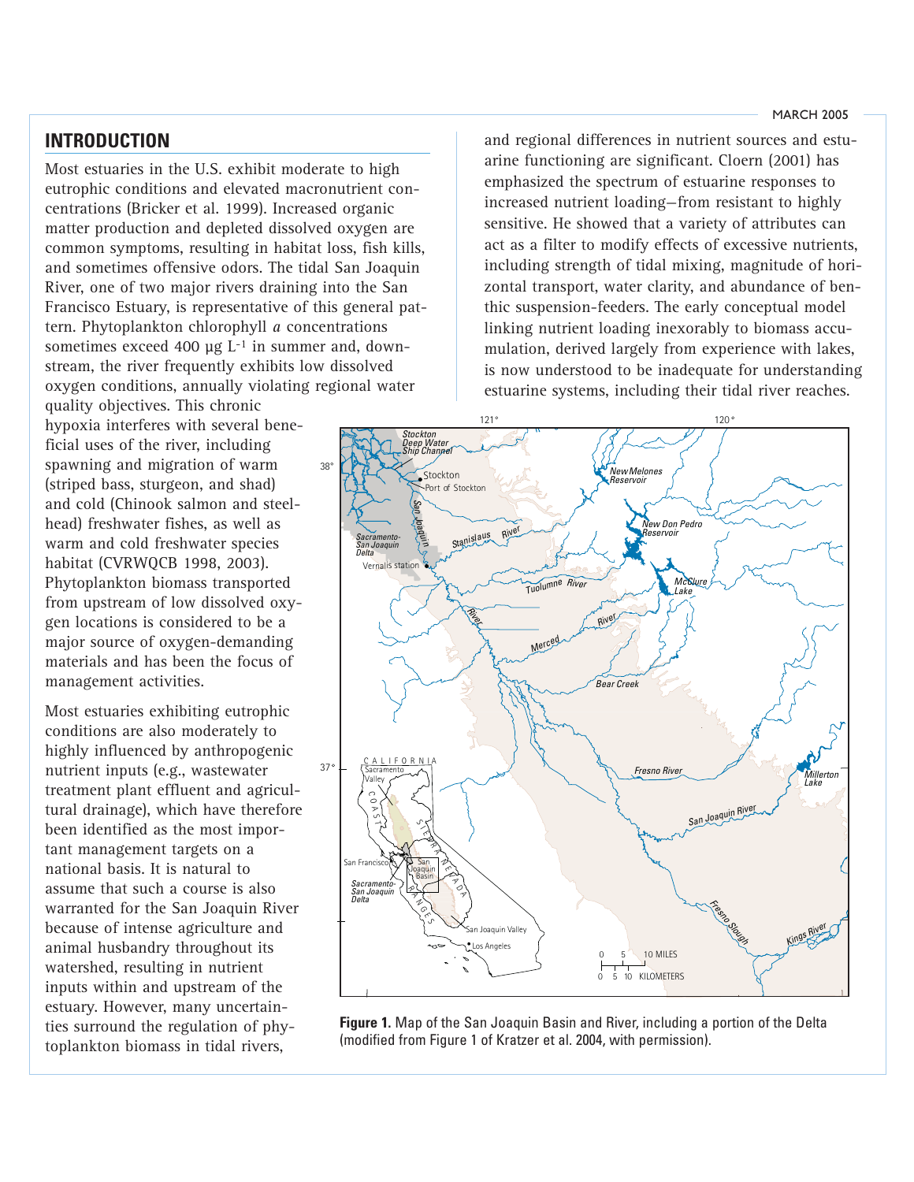## INTRODUCTION

Most estuaries in the U.S. exhibit moderate to high eutrophic conditions and elevated macronutrient concentrations (Bricker et al. 1999). Increased organic matter production and depleted dissolved oxygen are common symptoms, resulting in habitat loss, fish kills, and sometimes offensive odors. The tidal San Joaquin River, one of two major rivers draining into the San Francisco Estuary, is representative of this general pattern. Phytoplankton chlorophyll *a* concentrations sometimes exceed 400 μg $L^{-1}$ in summer and, downstream, the river frequently exhibits low dissolved oxygen conditions, annually violating regional water quality objectives. This chronic hypoxia interferes with several beneficial uses of the river, including spawning and migration of warm (striped bass, sturgeon, and shad) and cold (Chinook salmon and steelhead) freshwater fishes, as well as warm and cold freshwater species habitat (CVRWQCB 1998, 2003). Phytoplankton biomass transported from upstream of low dissolved oxygen locations is considered to be a major source of oxygen-demanding materials and has been the focus of management activities.

Most estuaries exhibiting eutrophic conditions are also moderately to highly influenced by anthropogenic nutrient inputs (e.g., wastewater treatment plant effluent and agricultural drainage), which have therefore been identified as the most important management targets on a national basis. It is natural to assume that such a course is also warranted for the San Joaquin River because of intense agriculture and animal husbandry throughout its watershed, resulting in nutrient inputs within and upstream of the estuary. However, many uncertainties surround the regulation of phytoplankton biomass in tidal rivers, and regional differences in nutrient sources and estuarine functioning are significant. Cloern (2001) has emphasized the spectrum of estuarine responses to increased nutrient loading—from resistant to highly sensitive. He showed that a variety of attributes can act as a filter to modify effects of excessive nutrients, including strength of tidal mixing, magnitude of horizontal transport, water clarity, and abundance of benthic suspension-feeders. The early conceptual model linking nutrient loading inexorably to biomass accumulation, derived largely from experience with lakes, is now understood to be inadequate for understanding estuarine systems, including their tidal river reaches.

**Figure 1.** Map of the San Joaquin Basin and River, including a portion of the Delta (modified from Figure 1 of Kratzer et al. 2004, with permission).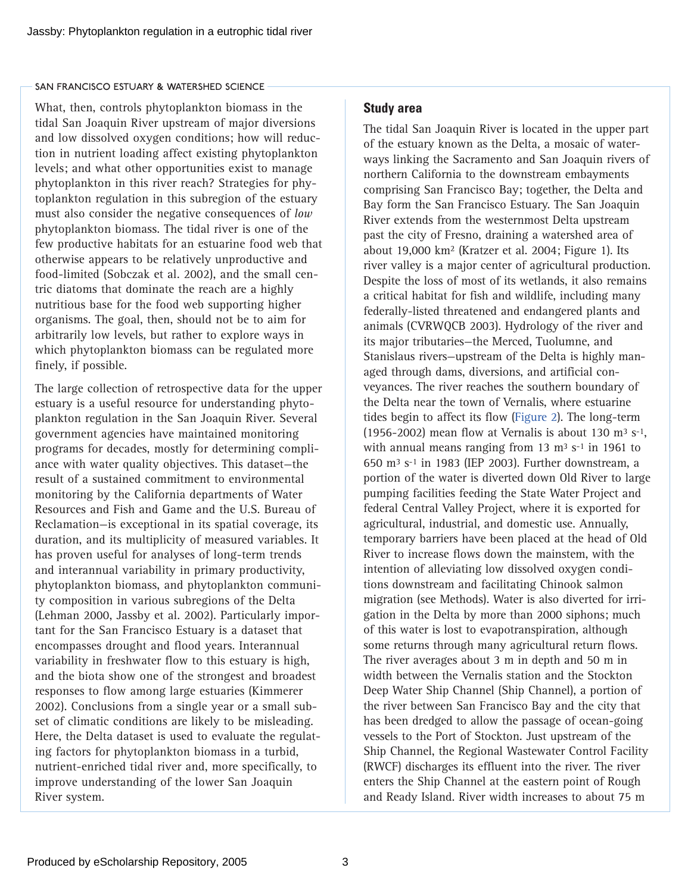What, then, controls phytoplankton biomass in the tidal San Joaquin River upstream of major diversions and low dissolved oxygen conditions; how will reduction in nutrient loading affect existing phytoplankton levels; and what other opportunities exist to manage phytoplankton in this river reach? Strategies for phytoplankton regulation in this subregion of the estuary must also consider the negative consequences of *low* phytoplankton biomass. The tidal river is one of the few productive habitats for an estuarine food web that otherwise appears to be relatively unproductive and food-limited (Sobczak et al. 2002), and the small centric diatoms that dominate the reach are a highly nutritious base for the food web supporting higher organisms. The goal, then, should not be to aim for arbitrarily low levels, but rather to explore ways in which phytoplankton biomass can be regulated more finely, if possible.

The large collection of retrospective data for the upper estuary is a useful resource for understanding phytoplankton regulation in the San Joaquin River. Several government agencies have maintained monitoring programs for decades, mostly for determining compliance with water quality objectives. This dataset—the result of a sustained commitment to environmental monitoring by the California departments of Water Resources and Fish and Game and the U.S. Bureau of Reclamation—is exceptional in its spatial coverage, its duration, and its multiplicity of measured variables. It has proven useful for analyses of long-term trends and interannual variability in primary productivity, phytoplankton biomass, and phytoplankton community composition in various subregions of the Delta (Lehman 2000, Jassby et al. 2002). Particularly important for the San Francisco Estuary is a dataset that encompasses drought and flood years. Interannual variability in freshwater flow to this estuary is high, and the biota show one of the strongest and broadest responses to flow among large estuaries (Kimmerer 2002). Conclusions from a single year or a small subset of climatic conditions are likely to be misleading. Here, the Delta dataset is used to evaluate the regulating factors for phytoplankton biomass in a turbid, nutrient-enriched tidal river and, more specifically, to improve understanding of the lower San Joaquin River system.

## Study area

The tidal San Joaquin River is located in the upper part of the estuary known as the Delta, a mosaic of waterways linking the Sacramento and San Joaquin rivers of northern California to the downstream embayments comprising San Francisco Bay; together, the Delta and Bay form the San Francisco Estuary. The San Joaquin River extends from the westernmost Delta upstream past the city of Fresno, draining a watershed area of about 19,000 km$^2$ (Kratzer et al. 2004; Figure 1). Its river valley is a major center of agricultural production. Despite the loss of most of its wetlands, it also remains a critical habitat for fish and wildlife, including many federally-listed threatened and endangered plants and animals (CVRWQCB 2003). Hydrology of the river and its major tributaries—the Merced, Tuolumne, and Stanislaus rivers—upstream of the Delta is highly managed through dams, diversions, and artificial conveyances. The river reaches the southern boundary of the Delta near the town of Vernalis, where estuarine tides begin to affect its flow (Figure 2). The long-term (1956-2002) mean flow at Vernalis is about 130 m$^3$ s$^{-1}$, with annual means ranging from 13 m$^3$ s$^{-1}$ in 1961 to 650 m$^3$ s$^{-1}$ in 1983 (IEP 2003). Further downstream, a portion of the water is diverted down Old River to large pumping facilities feeding the State Water Project and federal Central Valley Project, where it is exported for agricultural, industrial, and domestic use. Annually, temporary barriers have been placed at the head of Old River to increase flows down the mainstem, with the intention of alleviating low dissolved oxygen conditions downstream and facilitating Chinook salmon migration (see Methods). Water is also diverted for irrigation in the Delta by more than 2000 siphons; much of this water is lost to evapotranspiration, although some returns through many agricultural return flows. The river averages about 3 m in depth and 50 m in width between the Vernalis station and the Stockton Deep Water Ship Channel (Ship Channel), a portion of the river between San Francisco Bay and the city that has been dredged to allow the passage of ocean-going vessels to the Port of Stockton. Just upstream of the Ship Channel, the Regional Wastewater Control Facility (RWCF) discharges its effluent into the river. The river enters the Ship Channel at the eastern point of Rough and Ready Island. River width increases to about 75 m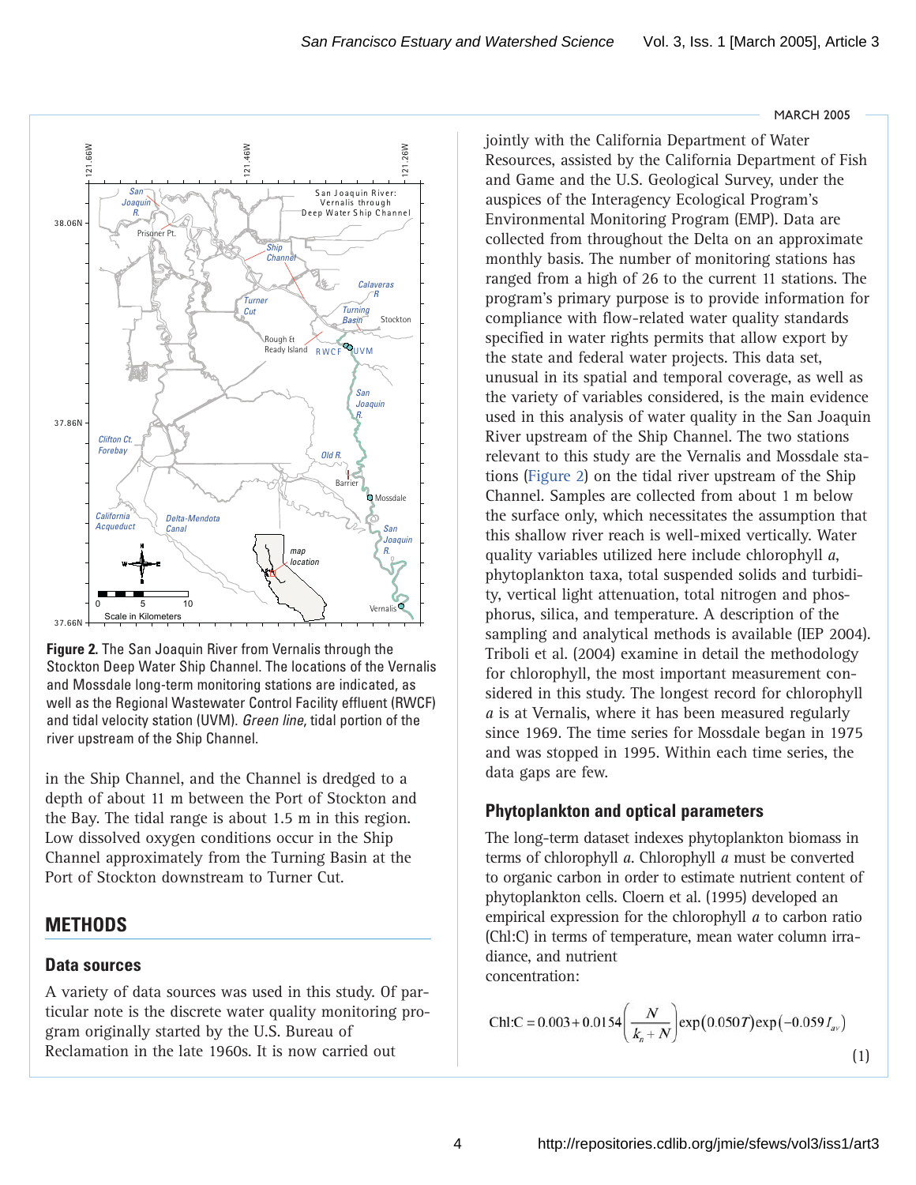**Figure 2.** The San Joaquin River from Vernalis through the Stockton Deep Water Ship Channel. The locations of the Vernalis and Mossdale long-term monitoring stations are indicated, as well as the Regional Wastewater Control Facility effluent (RWCF) and tidal velocity station (UVM). *Green line*, tidal portion of the river upstream of the Ship Channel.

in the Ship Channel, and the Channel is dredged to a depth of about 11 m between the Port of Stockton and the Bay. The tidal range is about 1.5 m in this region. Low dissolved oxygen conditions occur in the Ship Channel approximately from the Turning Basin at the Port of Stockton downstream to Turner Cut.

## METHODS

### Data sources

A variety of data sources was used in this study. Of particular note is the discrete water quality monitoring program originally started by the U.S. Bureau of Reclamation in the late 1960s. It is now carried out jointly with the California Department of Water Resources, assisted by the California Department of Fish and Game and the U.S. Geological Survey, under the auspices of the Interagency Ecological Program's Environmental Monitoring Program (EMP). Data are collected from throughout the Delta on an approximate monthly basis. The number of monitoring stations has ranged from a high of 26 to the current 11 stations. The program's primary purpose is to provide information for compliance with flow-related water quality standards specified in water rights permits that allow export by the state and federal water projects. This data set, unusual in its spatial and temporal coverage, as well as the variety of variables considered, is the main evidence used in this analysis of water quality in the San Joaquin River upstream of the Ship Channel. The two stations relevant to this study are the Vernalis and Mossdale stations (Figure 2) on the tidal river upstream of the Ship Channel. Samples are collected from about 1 m below the surface only, which necessitates the assumption that this shallow river reach is well-mixed vertically. Water quality variables utilized here include chlorophyll *a*, phytoplankton taxa, total suspended solids and turbidity, vertical light attenuation, total nitrogen and phosphorus, silica, and temperature. A description of the sampling and analytical methods is available (IEP 2004). Triboli et al. (2004) examine in detail the methodology for chlorophyll, the most important measurement considered in this study. The longest record for chlorophyll *a* is at Vernalis, where it has been measured regularly since 1969. The time series for Mossdale began in 1975 and was stopped in 1995. Within each time series, the data gaps are few.

### Phytoplankton and optical parameters

The long-term dataset indexes phytoplankton biomass in terms of chlorophyll *a*. Chlorophyll *a* must be converted to organic carbon in order to estimate nutrient content of phytoplankton cells. Cloern et al. (1995) developed an empirical expression for the chlorophyll *a* to carbon ratio (Chl:C) in terms of temperature, mean water column irradiance, and nutrient concentration:

$$\mathrm{Chl{:}C} = 0.003 + 0.0154\left(\frac{N}{k_n + N}\right)\exp\left(0.050T\right)\exp\left(-0.059\,I_{av}\right) \tag{1}$$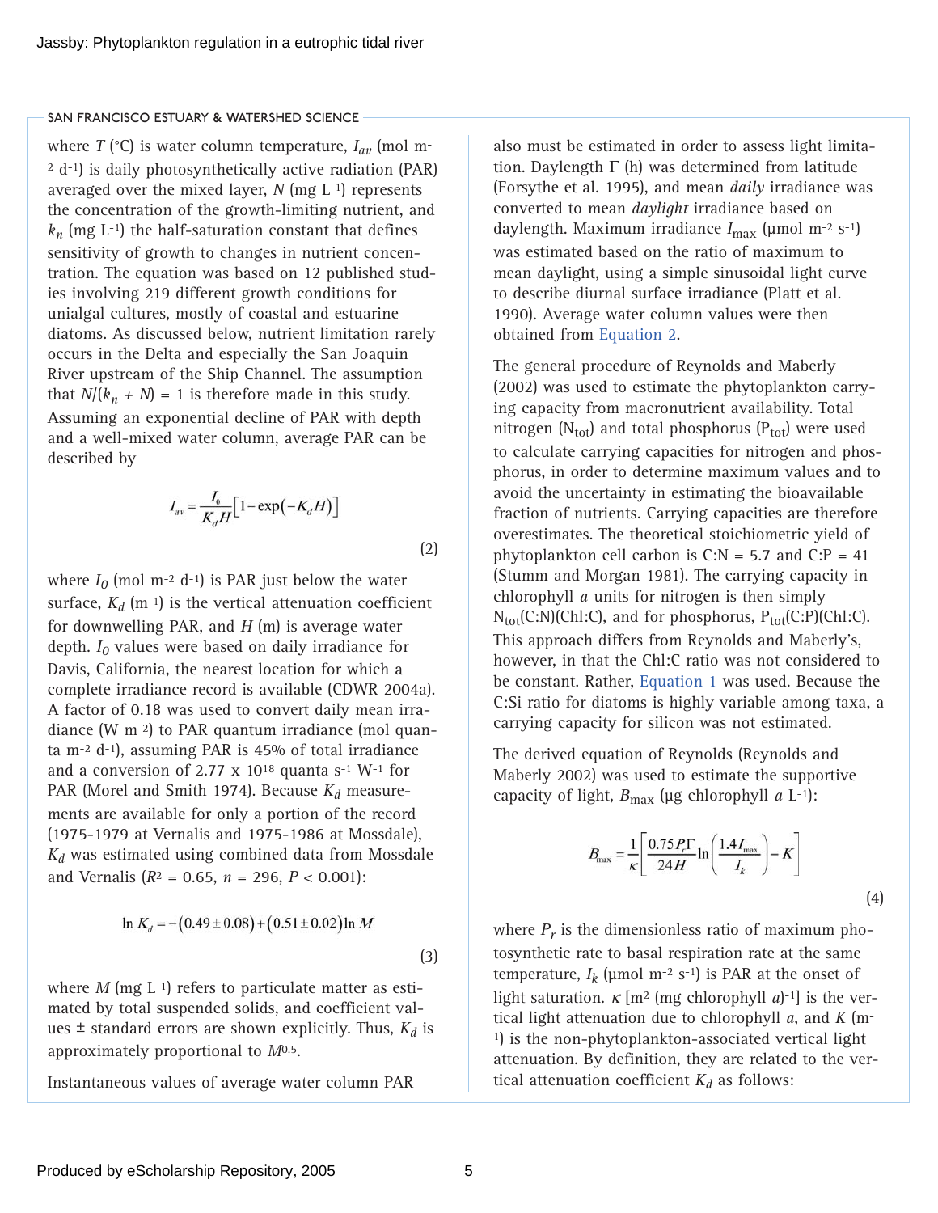where $T$ (°C) is water column temperature, $I_{av}$ (mol m$^{-2}$ d$^{-1}$) is daily photosynthetically active radiation (PAR) averaged over the mixed layer, $N$ (mg L$^{-1}$) represents the concentration of the growth-limiting nutrient, and $k_n$ (mg L$^{-1}$) the half-saturation constant that defines sensitivity of growth to changes in nutrient concentration. The equation was based on 12 published studies involving 219 different growth conditions for unialgal cultures, mostly of coastal and estuarine diatoms. As discussed below, nutrient limitation rarely occurs in the Delta and especially the San Joaquin River upstream of the Ship Channel. The assumption that $N/(k_n + N) = 1$ is therefore made in this study. Assuming an exponential decline of PAR with depth and a well-mixed water column, average PAR can be described by

$$I_{av} = \frac{I_0}{K_d H}\left[1 - \exp\left(-K_d H\right)\right] \tag{2}$$

where $I_0$ (mol m$^{-2}$ d$^{-1}$) is PAR just below the water surface, $K_d$ (m$^{-1}$) is the vertical attenuation coefficient for downwelling PAR, and $H$ (m) is average water depth. $I_0$ values were based on daily irradiance for Davis, California, the nearest location for which a complete irradiance record is available (CDWR 2004a). A factor of 0.18 was used to convert daily mean irradiance (W m$^{-2}$) to PAR quantum irradiance (mol quanta m$^{-2}$ d$^{-1}$), assuming PAR is 45% of total irradiance and a conversion of 2.77 x $10^{18}$ quanta s$^{-1}$ W$^{-1}$ for PAR (Morel and Smith 1974). Because $K_d$ measurements are available for only a portion of the record (1975-1979 at Vernalis and 1975-1986 at Mossdale), $K_d$ was estimated using combined data from Mossdale and Vernalis ($R^2$ = 0.65, $n$ = 296, $P$ < 0.001):

$$\ln K_d = -\left(0.49 \pm 0.08\right) + \left(0.51 \pm 0.02\right)\ln M \tag{3}$$

where $M$ (mg L$^{-1}$) refers to particulate matter as estimated by total suspended solids, and coefficient values ± standard errors are shown explicitly. Thus, $K_d$ is approximately proportional to $M^{0.5}$.

Instantaneous values of average water column PAR also must be estimated in order to assess light limitation. Daylength $\Gamma$ (h) was determined from latitude (Forsythe et al. 1995), and mean *daily* irradiance was converted to mean *daylight* irradiance based on daylength. Maximum irradiance $I_{max}$ (µmol m$^{-2}$ s$^{-1}$) was estimated based on the ratio of maximum to mean daylight, using a simple sinusoidal light curve to describe diurnal surface irradiance (Platt et al. 1990). Average water column values were then obtained from Equation 2.

The general procedure of Reynolds and Maberly (2002) was used to estimate the phytoplankton carrying capacity from macronutrient availability. Total nitrogen ($N_{tot}$) and total phosphorus ($P_{tot}$) were used to calculate carrying capacities for nitrogen and phosphorus, in order to determine maximum values and to avoid the uncertainty in estimating the bioavailable fraction of nutrients. Carrying capacities are therefore overestimates. The theoretical stoichiometric yield of phytoplankton cell carbon is C:N = 5.7 and C:P = 41 (Stumm and Morgan 1981). The carrying capacity in chlorophyll *a* units for nitrogen is then simply $N_{tot}$(C:N)(Chl:C), and for phosphorus, $P_{tot}$(C:P)(Chl:C). This approach differs from Reynolds and Maberly's, however, in that the Chl:C ratio was not considered to be constant. Rather, Equation 1 was used. Because the C:Si ratio for diatoms is highly variable among taxa, a carrying capacity for silicon was not estimated.

The derived equation of Reynolds (Reynolds and Maberly 2002) was used to estimate the supportive capacity of light, $B_{max}$ (µg chlorophyll *a* L$^{-1}$):

$$B_{max} = \frac{1}{\kappa}\left[\frac{0.75 P_r \Gamma}{24H}\ln\left(\frac{1.4 I_{max}}{I_k}\right) - K\right] \tag{4}$$

where $P_r$ is the dimensionless ratio of maximum photosynthetic rate to basal respiration rate at the same temperature, $I_k$ (µmol m$^{-2}$ s$^{-1}$) is PAR at the onset of light saturation. $\kappa$ [m$^2$ (mg chlorophyll *a*)$^{-1}$] is the vertical light attenuation due to chlorophyll *a*, and $K$ (m$^{-1}$) is the non-phytoplankton-associated vertical light attenuation. By definition, they are related to the vertical attenuation coefficient $K_d$ as follows: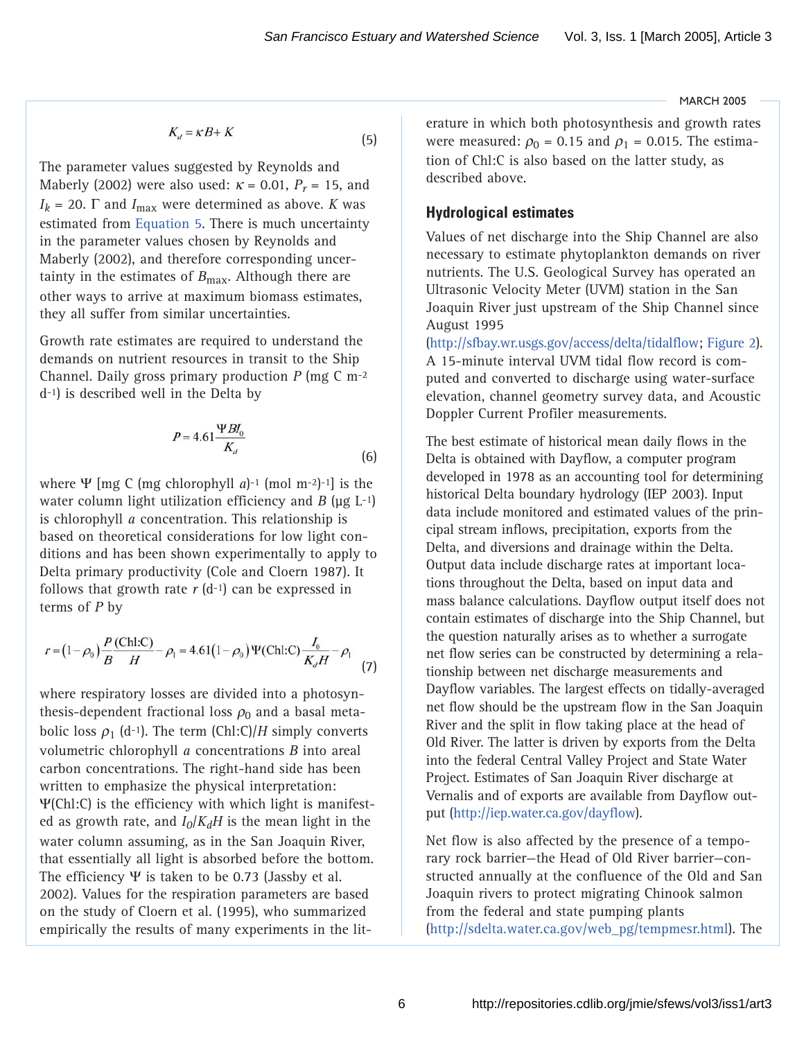$$K_d = \kappa B + K \tag{5}$$

The parameter values suggested by Reynolds and Maberly (2002) were also used: $\kappa$ = 0.01, $P_r$ = 15, and $I_k$ = 20. $\Gamma$ and $I_{\max}$ were determined as above. $K$ was estimated from Equation 5. There is much uncertainty in the parameter values chosen by Reynolds and Maberly (2002), and therefore corresponding uncertainty in the estimates of $B_{\max}$. Although there are other ways to arrive at maximum biomass estimates, they all suffer from similar uncertainties.

Growth rate estimates are required to understand the demands on nutrient resources in transit to the Ship Channel. Daily gross primary production $P$ (mg C m$^{-2}$ d$^{-1}$) is described well in the Delta by

$$P = 4.61 \frac{\Psi B I_0}{K_d} \tag{6}$$

where $\Psi$ [mg C (mg chlorophyll *a*)$^{-1}$ (mol m$^{-2}$)$^{-1}$] is the water column light utilization efficiency and $B$ (µg L$^{-1}$) is chlorophyll *a* concentration. This relationship is based on theoretical considerations for low light conditions and has been shown experimentally to apply to Delta primary productivity (Cole and Cloern 1987). It follows that growth rate $r$ (d$^{-1}$) can be expressed in terms of $P$ by

$$r = (1-\rho_0)\frac{P}{B}\frac{(\mathrm{Chl{:}C})}{H} - \rho_1 = 4.61(1-\rho_0)\Psi(\mathrm{Chl{:}C})\frac{I_0}{K_d H} - \rho_1 \tag{7}$$

where respiratory losses are divided into a photosynthesis-dependent fractional loss $\rho_0$ and a basal metabolic loss $\rho_1$ (d$^{-1}$). The term (Chl:C)/$H$ simply converts volumetric chlorophyll *a* concentrations $B$ into areal carbon concentrations. The right-hand side has been written to emphasize the physical interpretation: $\Psi$(Chl:C) is the efficiency with which light is manifested as growth rate, and $I_0/K_dH$ is the mean light in the water column assuming, as in the San Joaquin River, that essentially all light is absorbed before the bottom. The efficiency $\Psi$ is taken to be 0.73 (Jassby et al. 2002). Values for the respiration parameters are based on the study of Cloern et al. (1995), who summarized empirically the results of many experiments in the literature in which both photosynthesis and growth rates were measured: $\rho_0$ = 0.15 and $\rho_1$ = 0.015. The estimation of Chl:C is also based on the latter study, as described above.

## Hydrological estimates

Values of net discharge into the Ship Channel are also necessary to estimate phytoplankton demands on river nutrients. The U.S. Geological Survey has operated an Ultrasonic Velocity Meter (UVM) station in the San Joaquin River just upstream of the Ship Channel since August 1995 (http://sfbay.wr.usgs.gov/access/delta/tidalflow; Figure 2). A 15-minute interval UVM tidal flow record is computed and converted to discharge using water-surface elevation, channel geometry survey data, and Acoustic Doppler Current Profiler measurements.

The best estimate of historical mean daily flows in the Delta is obtained with Dayflow, a computer program developed in 1978 as an accounting tool for determining historical Delta boundary hydrology (IEP 2003). Input data include monitored and estimated values of the principal stream inflows, precipitation, exports from the Delta, and diversions and drainage within the Delta. Output data include discharge rates at important locations throughout the Delta, based on input data and mass balance calculations. Dayflow output itself does not contain estimates of discharge into the Ship Channel, but the question naturally arises as to whether a surrogate net flow series can be constructed by determining a relationship between net discharge measurements and Dayflow variables. The largest effects on tidally-averaged net flow should be the upstream flow in the San Joaquin River and the split in flow taking place at the head of Old River. The latter is driven by exports from the Delta into the federal Central Valley Project and State Water Project. Estimates of San Joaquin River discharge at Vernalis and of exports are available from Dayflow output (http://iep.water.ca.gov/dayflow).

Net flow is also affected by the presence of a temporary rock barrier—the Head of Old River barrier—constructed annually at the confluence of the Old and San Joaquin rivers to protect migrating Chinook salmon from the federal and state pumping plants (http://sdelta.water.ca.gov/web_pg/tempmesr.html). The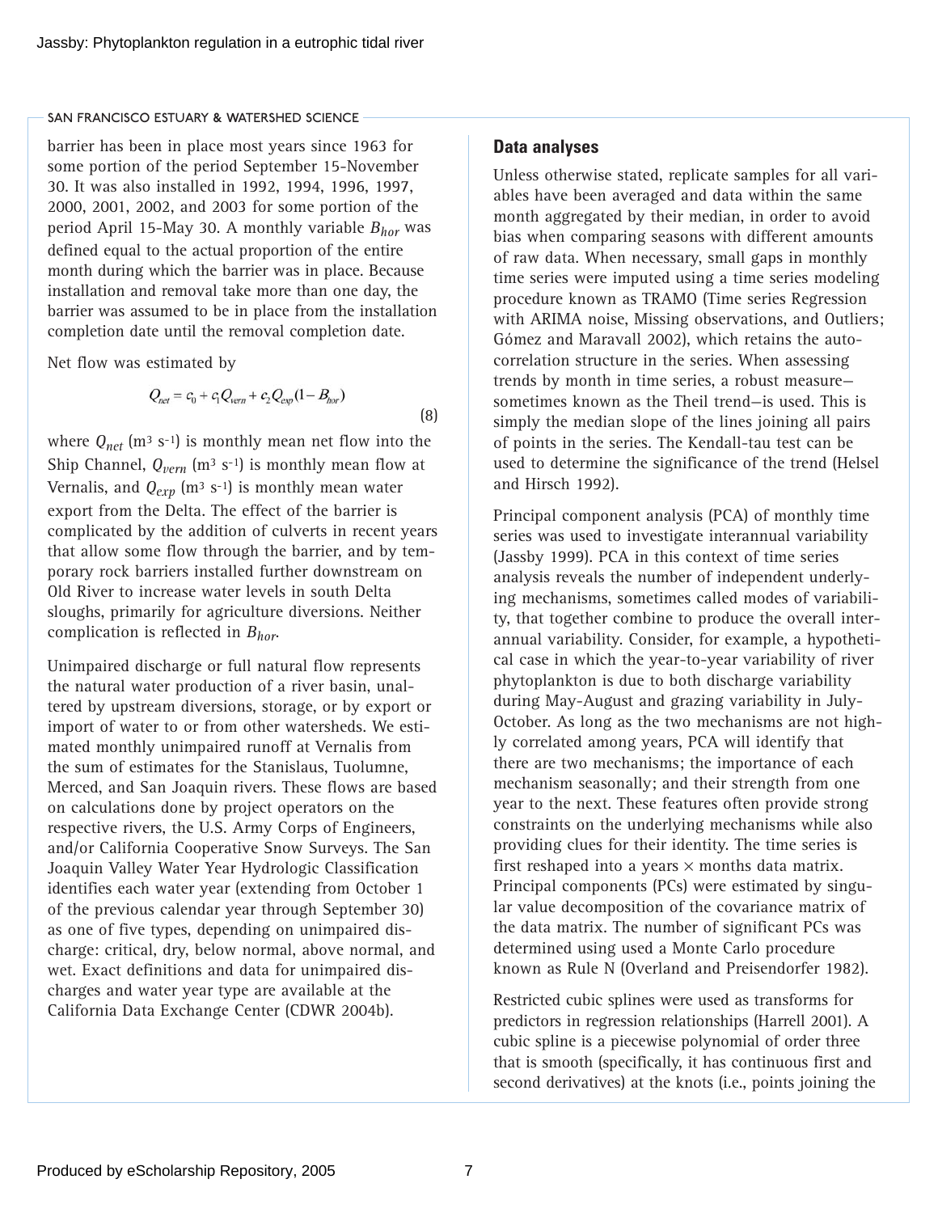barrier has been in place most years since 1963 for some portion of the period September 15-November 30. It was also installed in 1992, 1994, 1996, 1997, 2000, 2001, 2002, and 2003 for some portion of the period April 15-May 30. A monthly variable $B_{hor}$ was defined equal to the actual proportion of the entire month during which the barrier was in place. Because installation and removal take more than one day, the barrier was assumed to be in place from the installation completion date until the removal completion date.

Net flow was estimated by

$$Q_{net} = c_0 + c_1 Q_{vern} + c_2 Q_{exp}(1 - B_{hor}) \tag{8}$$

where $Q_{net}$ ($m^3\ s^{-1}$) is monthly mean net flow into the Ship Channel, $Q_{vern}$ ($m^3\ s^{-1}$) is monthly mean flow at Vernalis, and $Q_{exp}$ ($m^3\ s^{-1}$) is monthly mean water export from the Delta. The effect of the barrier is complicated by the addition of culverts in recent years that allow some flow through the barrier, and by temporary rock barriers installed further downstream on Old River to increase water levels in south Delta sloughs, primarily for agriculture diversions. Neither complication is reflected in $B_{hor}$.

Unimpaired discharge or full natural flow represents the natural water production of a river basin, unaltered by upstream diversions, storage, or by export or import of water to or from other watersheds. We estimated monthly unimpaired runoff at Vernalis from the sum of estimates for the Stanislaus, Tuolumne, Merced, and San Joaquin rivers. These flows are based on calculations done by project operators on the respective rivers, the U.S. Army Corps of Engineers, and/or California Cooperative Snow Surveys. The San Joaquin Valley Water Year Hydrologic Classification identifies each water year (extending from October 1 of the previous calendar year through September 30) as one of five types, depending on unimpaired discharge: critical, dry, below normal, above normal, and wet. Exact definitions and data for unimpaired discharges and water year type are available at the California Data Exchange Center (CDWR 2004b).

## Data analyses

Unless otherwise stated, replicate samples for all variables have been averaged and data within the same month aggregated by their median, in order to avoid bias when comparing seasons with different amounts of raw data. When necessary, small gaps in monthly time series were imputed using a time series modeling procedure known as TRAMO (Time series Regression with ARIMA noise, Missing observations, and Outliers; Gómez and Maravall 2002), which retains the autocorrelation structure in the series. When assessing trends by month in time series, a robust measure—sometimes known as the Theil trend—is used. This is simply the median slope of the lines joining all pairs of points in the series. The Kendall-tau test can be used to determine the significance of the trend (Helsel and Hirsch 1992).

Principal component analysis (PCA) of monthly time series was used to investigate interannual variability (Jassby 1999). PCA in this context of time series analysis reveals the number of independent underlying mechanisms, sometimes called modes of variability, that together combine to produce the overall interannual variability. Consider, for example, a hypothetical case in which the year-to-year variability of river phytoplankton is due to both discharge variability during May-August and grazing variability in July-October. As long as the two mechanisms are not highly correlated among years, PCA will identify that there are two mechanisms; the importance of each mechanism seasonally; and their strength from one year to the next. These features often provide strong constraints on the underlying mechanisms while also providing clues for their identity. The time series is first reshaped into a years × months data matrix. Principal components (PCs) were estimated by singular value decomposition of the covariance matrix of the data matrix. The number of significant PCs was determined using used a Monte Carlo procedure known as Rule N (Overland and Preisendorfer 1982).

Restricted cubic splines were used as transforms for predictors in regression relationships (Harrell 2001). A cubic spline is a piecewise polynomial of order three that is smooth (specifically, it has continuous first and second derivatives) at the knots (i.e., points joining the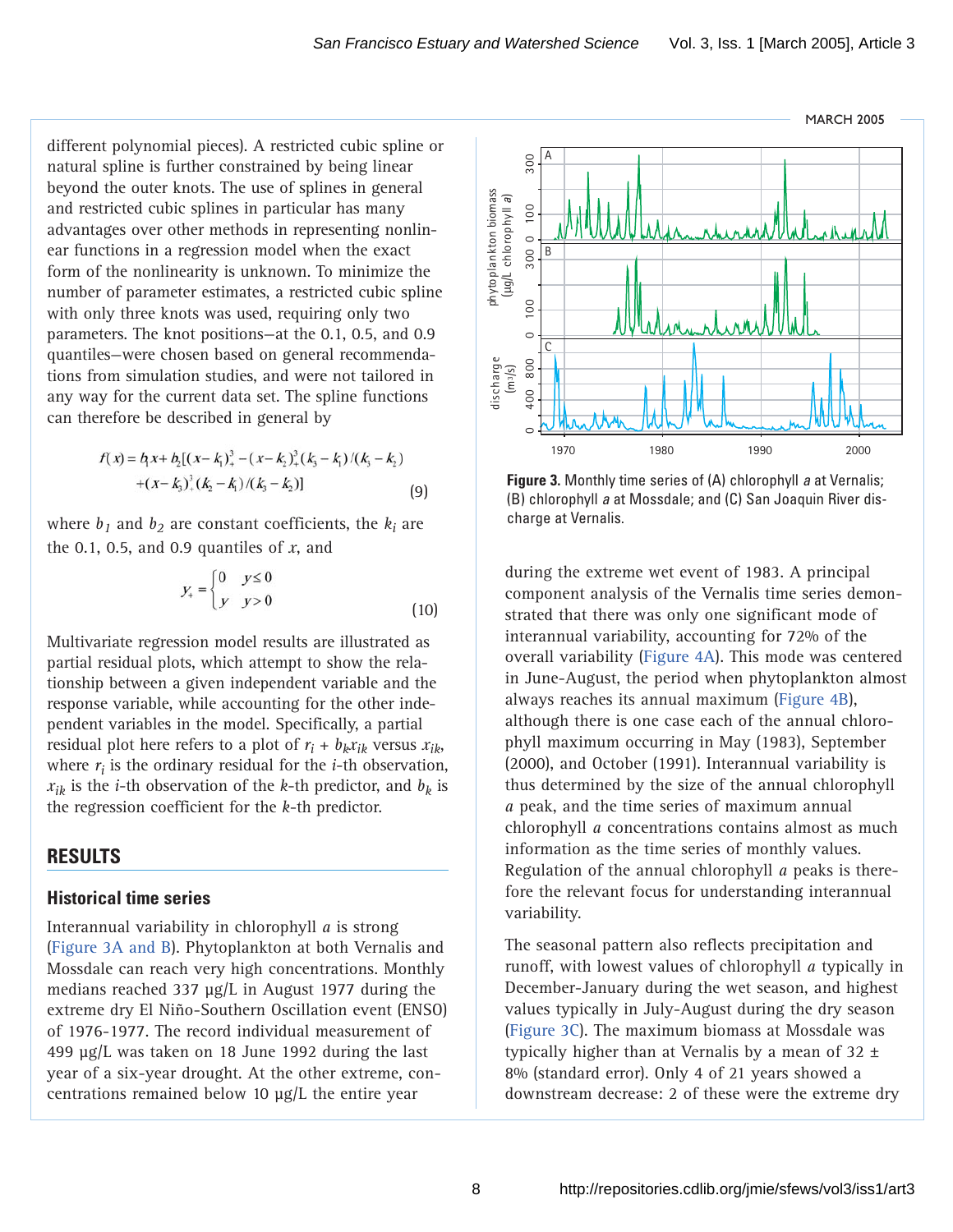different polynomial pieces). A restricted cubic spline or natural spline is further constrained by being linear beyond the outer knots. The use of splines in general and restricted cubic splines in particular has many advantages over other methods in representing nonlinear functions in a regression model when the exact form of the nonlinearity is unknown. To minimize the number of parameter estimates, a restricted cubic spline with only three knots was used, requiring only two parameters. The knot positions—at the 0.1, 0.5, and 0.9 quantiles—were chosen based on general recommendations from simulation studies, and were not tailored in any way for the current data set. The spline functions can therefore be described in general by

$$f(x) = b_1 x + b_2[(x-k_1)_+^3 - (x-k_2)_+^3(k_3-k_1)/(k_3-k_2) + (x-k_3)_+^3(k_2-k_1)/(k_3-k_2)] \tag{9}$$

where $b_1$ and $b_2$ are constant coefficients, the $k_i$ are the 0.1, 0.5, and 0.9 quantiles of $x$, and

$$y_+ = \begin{cases} 0 & y \le 0 \\ y & y > 0 \end{cases} \tag{10}$$

Multivariate regression model results are illustrated as partial residual plots, which attempt to show the relationship between a given independent variable and the response variable, while accounting for the other independent variables in the model. Specifically, a partial residual plot here refers to a plot of $r_i + b_k x_{ik}$ versus $x_{ik}$, where $r_i$ is the ordinary residual for the $i$-th observation, $x_{ik}$ is the $i$-th observation of the $k$-th predictor, and $b_k$ is the regression coefficient for the $k$-th predictor.

## RESULTS

### Historical time series

Interannual variability in chlorophyll *a* is strong (Figure 3A and B). Phytoplankton at both Vernalis and Mossdale can reach very high concentrations. Monthly medians reached 337 µg/L in August 1977 during the extreme dry El Niño-Southern Oscillation event (ENSO) of 1976-1977. The record individual measurement of 499 µg/L was taken on 18 June 1992 during the last year of a six-year drought. At the other extreme, concentrations remained below 10 µg/L the entire year during the extreme wet event of 1983. A principal component analysis of the Vernalis time series demonstrated that there was only one significant mode of interannual variability, accounting for 72% of the overall variability (Figure 4A). This mode was centered in June-August, the period when phytoplankton almost always reaches its annual maximum (Figure 4B), although there is one case each of the annual chlorophyll maximum occurring in May (1983), September (2000), and October (1991). Interannual variability is thus determined by the size of the annual chlorophyll *a* peak, and the time series of maximum annual chlorophyll *a* concentrations contains almost as much information as the time series of monthly values. Regulation of the annual chlorophyll *a* peaks is therefore the relevant focus for understanding interannual variability.

**Figure 3.** Monthly time series of (A) chlorophyll *a* at Vernalis; (B) chlorophyll *a* at Mossdale; and (C) San Joaquin River discharge at Vernalis.

The seasonal pattern also reflects precipitation and runoff, with lowest values of chlorophyll *a* typically in December-January during the wet season, and highest values typically in July-August during the dry season (Figure 3C). The maximum biomass at Mossdale was typically higher than at Vernalis by a mean of 32 ± 8% (standard error). Only 4 of 21 years showed a downstream decrease: 2 of these were the extreme dry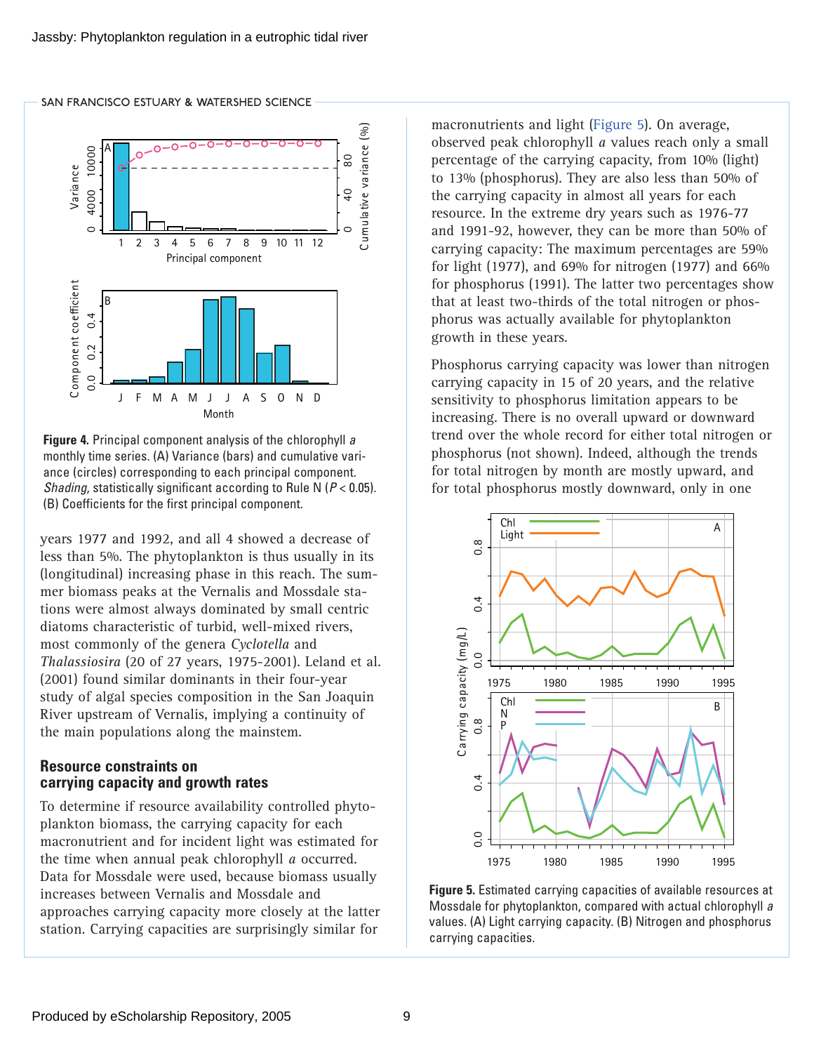**Figure 4.** Principal component analysis of the chlorophyll *a* monthly time series. (A) Variance (bars) and cumulative variance (circles) corresponding to each principal component. *Shading,* statistically significant according to Rule N ($P < 0.05$). (B) Coefficients for the first principal component.

years 1977 and 1992, and all 4 showed a decrease of less than 5%. The phytoplankton is thus usually in its (longitudinal) increasing phase in this reach. The summer biomass peaks at the Vernalis and Mossdale stations were almost always dominated by small centric diatoms characteristic of turbid, well-mixed rivers, most commonly of the genera *Cyclotella* and *Thalassiosira* (20 of 27 years, 1975-2001). Leland et al. (2001) found similar dominants in their four-year study of algal species composition in the San Joaquin River upstream of Vernalis, implying a continuity of the main populations along the mainstem.

## Resource constraints on carrying capacity and growth rates

To determine if resource availability controlled phytoplankton biomass, the carrying capacity for each macronutrient and for incident light was estimated for the time when annual peak chlorophyll *a* occurred. Data for Mossdale were used, because biomass usually increases between Vernalis and Mossdale and approaches carrying capacity more closely at the latter station. Carrying capacities are surprisingly similar for macronutrients and light (Figure 5). On average, observed peak chlorophyll *a* values reach only a small percentage of the carrying capacity, from 10% (light) to 13% (phosphorus). They are also less than 50% of the carrying capacity in almost all years for each resource. In the extreme dry years such as 1976-77 and 1991-92, however, they can be more than 50% of carrying capacity: The maximum percentages are 59% for light (1977), and 69% for nitrogen (1977) and 66% for phosphorus (1991). The latter two percentages show that at least two-thirds of the total nitrogen or phosphorus was actually available for phytoplankton growth in these years.

Phosphorus carrying capacity was lower than nitrogen carrying capacity in 15 of 20 years, and the relative sensitivity to phosphorus limitation appears to be increasing. There is no overall upward or downward trend over the whole record for either total nitrogen or phosphorus (not shown). Indeed, although the trends for total nitrogen by month are mostly upward, and for total phosphorus mostly downward, only in one

**Figure 5.** Estimated carrying capacities of available resources at Mossdale for phytoplankton, compared with actual chlorophyll *a* values. (A) Light carrying capacity. (B) Nitrogen and phosphorus carrying capacities.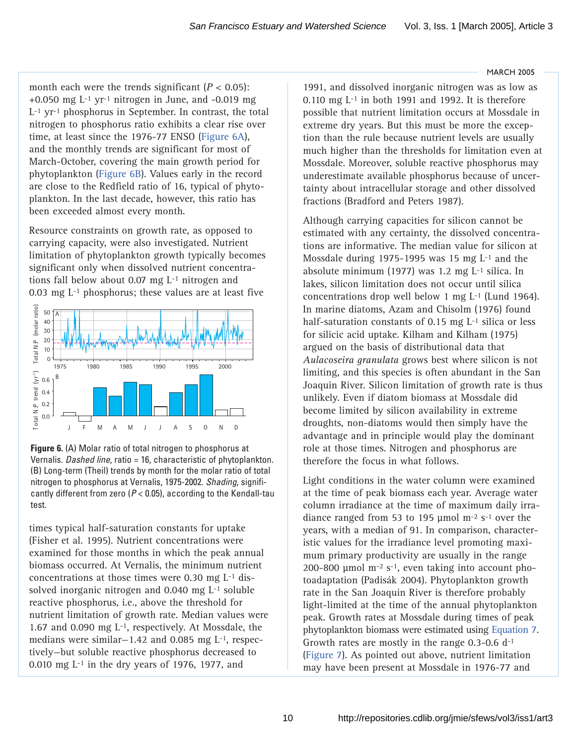month each were the trends significant ($P < 0.05$): +0.050 mg $L^{-1}$ $yr^{-1}$ nitrogen in June, and -0.019 mg $L^{-1}$ $yr^{-1}$ phosphorus in September. In contrast, the total nitrogen to phosphorus ratio exhibits a clear rise over time, at least since the 1976-77 ENSO (Figure 6A), and the monthly trends are significant for most of March-October, covering the main growth period for phytoplankton (Figure 6B). Values early in the record are close to the Redfield ratio of 16, typical of phytoplankton. In the last decade, however, this ratio has been exceeded almost every month.

Resource constraints on growth rate, as opposed to carrying capacity, were also investigated. Nutrient limitation of phytoplankton growth typically becomes significant only when dissolved nutrient concentrations fall below about 0.07 mg $L^{-1}$ nitrogen and 0.03 mg $L^{-1}$ phosphorus; these values are at least five times typical half-saturation constants for uptake (Fisher et al. 1995). Nutrient concentrations were examined for those months in which the peak annual biomass occurred. At Vernalis, the minimum nutrient concentrations at those times were 0.30 mg $L^{-1}$ dissolved inorganic nitrogen and 0.040 mg $L^{-1}$ soluble reactive phosphorus, i.e., above the threshold for nutrient limitation of growth rate. Median values were 1.67 and 0.090 mg $L^{-1}$, respectively. At Mossdale, the medians were similar—1.42 and 0.085 mg $L^{-1}$, respectively—but soluble reactive phosphorus decreased to 0.010 mg $L^{-1}$ in the dry years of 1976, 1977, and 1991, and dissolved inorganic nitrogen was as low as 0.110 mg $L^{-1}$ in both 1991 and 1992. It is therefore possible that nutrient limitation occurs at Mossdale in extreme dry years. But this must be more the exception than the rule because nutrient levels are usually much higher than the thresholds for limitation even at Mossdale. Moreover, soluble reactive phosphorus may underestimate available phosphorus because of uncertainty about intracellular storage and other dissolved fractions (Bradford and Peters 1987).

**Figure 6.** (A) Molar ratio of total nitrogen to phosphorus at Vernalis. *Dashed line,* ratio = 16, characteristic of phytoplankton. (B) Long-term (Theil) trends by month for the molar ratio of total nitrogen to phosphorus at Vernalis, 1975-2002. *Shading,* significantly different from zero ($P < 0.05$), according to the Kendall-tau test.

Although carrying capacities for silicon cannot be estimated with any certainty, the dissolved concentrations are informative. The median value for silicon at Mossdale during 1975-1995 was 15 mg $L^{-1}$ and the absolute minimum (1977) was 1.2 mg $L^{-1}$ silica. In lakes, silicon limitation does not occur until silica concentrations drop well below 1 mg $L^{-1}$ (Lund 1964). In marine diatoms, Azam and Chisolm (1976) found half-saturation constants of 0.15 mg $L^{-1}$ silica or less for silicic acid uptake. Kilham and Kilham (1975) argued on the basis of distributional data that *Aulacoseira granulata* grows best where silicon is not limiting, and this species is often abundant in the San Joaquin River. Silicon limitation of growth rate is thus unlikely. Even if diatom biomass at Mossdale did become limited by silicon availability in extreme droughts, non-diatoms would then simply have the advantage and in principle would play the dominant role at those times. Nitrogen and phosphorus are therefore the focus in what follows.

Light conditions in the water column were examined at the time of peak biomass each year. Average water column irradiance at the time of maximum daily irradiance ranged from 53 to 195 µmol $m^{-2}$ $s^{-1}$ over the years, with a median of 91. In comparison, characteristic values for the irradiance level promoting maximum primary productivity are usually in the range 200-800 µmol $m^{-2}$ $s^{-1}$, even taking into account photoadaptation (Padisák 2004). Phytoplankton growth rate in the San Joaquin River is therefore probably light-limited at the time of the annual phytoplankton peak. Growth rates at Mossdale during times of peak phytoplankton biomass were estimated using Equation 7. Growth rates are mostly in the range 0.3-0.6 $d^{-1}$ (Figure 7). As pointed out above, nutrient limitation may have been present at Mossdale in 1976-77 and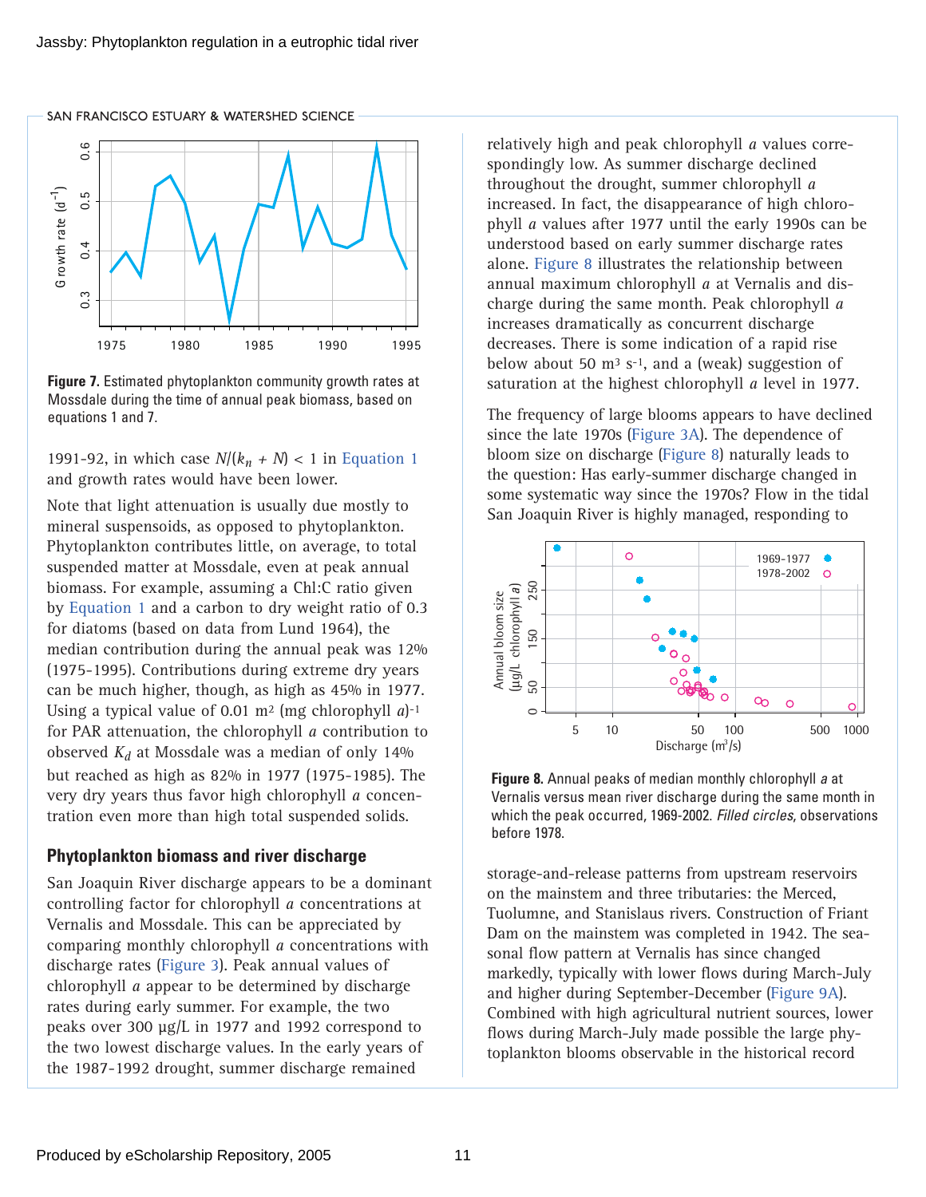Figure 7. Estimated phytoplankton community growth rates at Mossdale during the time of annual peak biomass, based on equations 1 and 7.

1991-92, in which case $N/(k_n + N) < 1$ in Equation 1 and growth rates would have been lower.

Note that light attenuation is usually due mostly to mineral suspensoids, as opposed to phytoplankton. Phytoplankton contributes little, on average, to total suspended matter at Mossdale, even at peak annual biomass. For example, assuming a Chl:C ratio given by Equation 1 and a carbon to dry weight ratio of 0.3 for diatoms (based on data from Lund 1964), the median contribution during the annual peak was 12% (1975-1995). Contributions during extreme dry years can be much higher, though, as high as 45% in 1977. Using a typical value of 0.01 $m^2$ (mg chlorophyll *a*)$^{-1}$ for PAR attenuation, the chlorophyll *a* contribution to observed $K_d$ at Mossdale was a median of only 14% but reached as high as 82% in 1977 (1975-1985). The very dry years thus favor high chlorophyll *a* concentration even more than high total suspended solids.

## Phytoplankton biomass and river discharge

San Joaquin River discharge appears to be a dominant controlling factor for chlorophyll *a* concentrations at Vernalis and Mossdale. This can be appreciated by comparing monthly chlorophyll *a* concentrations with discharge rates (Figure 3). Peak annual values of chlorophyll *a* appear to be determined by discharge rates during early summer. For example, the two peaks over 300 µg/L in 1977 and 1992 correspond to the two lowest discharge values. In the early years of the 1987-1992 drought, summer discharge remained relatively high and peak chlorophyll *a* values correspondingly low. As summer discharge declined throughout the drought, summer chlorophyll *a* increased. In fact, the disappearance of high chlorophyll *a* values after 1977 until the early 1990s can be understood based on early summer discharge rates alone. Figure 8 illustrates the relationship between annual maximum chlorophyll *a* at Vernalis and discharge during the same month. Peak chlorophyll *a* increases dramatically as concurrent discharge decreases. There is some indication of a rapid rise below about 50 $m^3$ $s^{-1}$, and a (weak) suggestion of saturation at the highest chlorophyll *a* level in 1977.

The frequency of large blooms appears to have declined since the late 1970s (Figure 3A). The dependence of bloom size on discharge (Figure 8) naturally leads to the question: Has early-summer discharge changed in some systematic way since the 1970s? Flow in the tidal San Joaquin River is highly managed, responding to storage-and-release patterns from upstream reservoirs on the mainstem and three tributaries: the Merced, Tuolumne, and Stanislaus rivers. Construction of Friant Dam on the mainstem was completed in 1942. The seasonal flow pattern at Vernalis has since changed markedly, typically with lower flows during March-July and higher during September-December (Figure 9A). Combined with high agricultural nutrient sources, lower flows during March-July made possible the large phytoplankton blooms observable in the historical record

Figure 8. Annual peaks of median monthly chlorophyll *a* at Vernalis versus mean river discharge during the same month in which the peak occurred, 1969-2002. *Filled circles*, observations before 1978.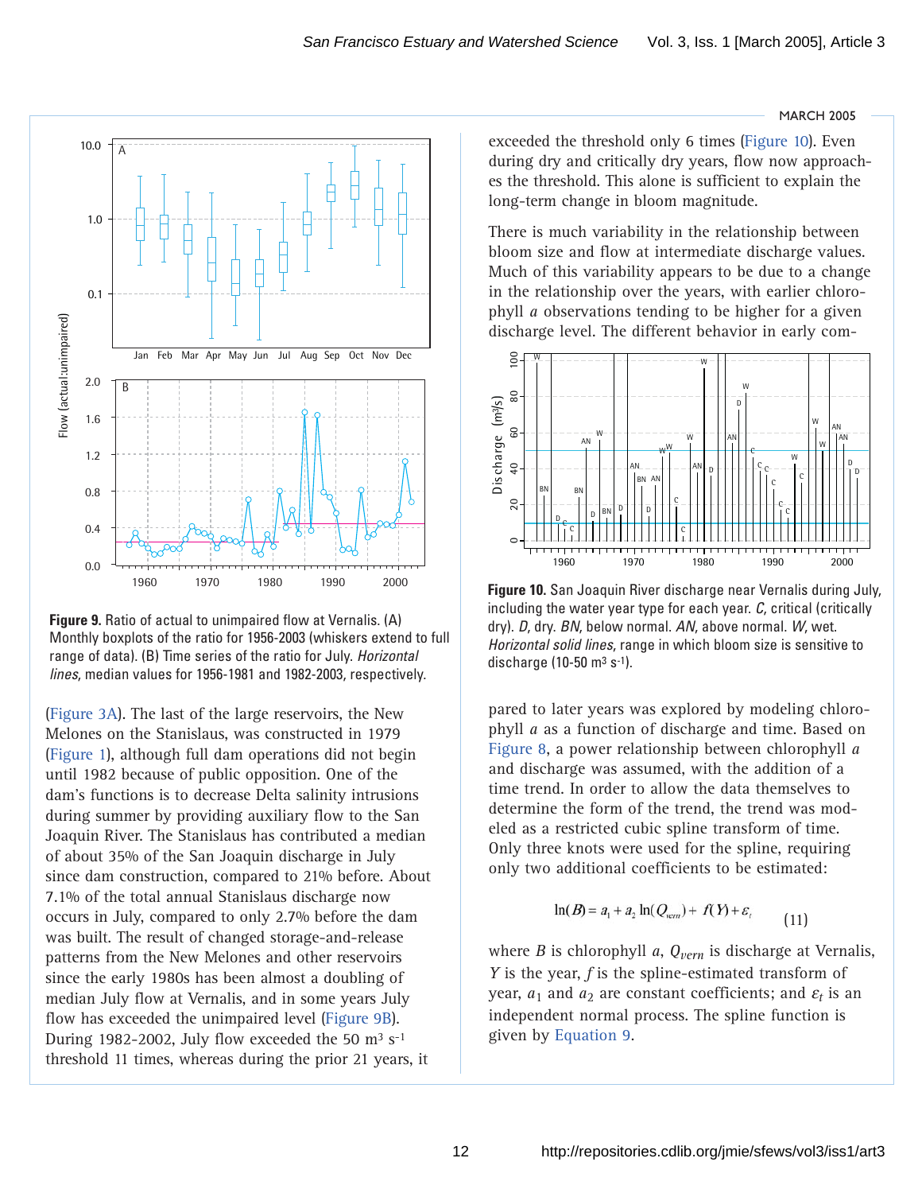(Figure 3A). The last of the large reservoirs, the New Melones on the Stanislaus, was constructed in 1979 (Figure 1), although full dam operations did not begin until 1982 because of public opposition. One of the dam's functions is to decrease Delta salinity intrusions during summer by providing auxiliary flow to the San Joaquin River. The Stanislaus has contributed a median of about 35% of the San Joaquin discharge in July since dam construction, compared to 21% before. About 7.1% of the total annual Stanislaus discharge now occurs in July, compared to only 2.7% before the dam was built. The result of changed storage-and-release patterns from the New Melones and other reservoirs since the early 1980s has been almost a doubling of median July flow at Vernalis, and in some years July flow has exceeded the unimpaired level (Figure 9B). During 1982-2002, July flow exceeded the 50 $m^3$ $s^{-1}$ threshold 11 times, whereas during the prior 21 years, it exceeded the threshold only 6 times (Figure 10). Even during dry and critically dry years, flow now approaches the threshold. This alone is sufficient to explain the long-term change in bloom magnitude.

**Figure 9.** Ratio of actual to unimpaired flow at Vernalis. (A) Monthly boxplots of the ratio for 1956-2003 (whiskers extend to full range of data). (B) Time series of the ratio for July. *Horizontal lines*, median values for 1956-1981 and 1982-2003, respectively.

There is much variability in the relationship between bloom size and flow at intermediate discharge values. Much of this variability appears to be due to a change in the relationship over the years, with earlier chlorophyll *a* observations tending to be higher for a given discharge level. The different behavior in early compared to later years was explored by modeling chlorophyll *a* as a function of discharge and time. Based on Figure 8, a power relationship between chlorophyll *a* and discharge was assumed, with the addition of a time trend. In order to allow the data themselves to determine the form of the trend, the trend was modeled as a restricted cubic spline transform of time. Only three knots were used for the spline, requiring only two additional coefficients to be estimated:

**Figure 10.** San Joaquin River discharge near Vernalis during July, including the water year type for each year. *C*, critical (critically dry). *D*, dry. *BN*, below normal. *AN*, above normal. *W*, wet. *Horizontal solid lines*, range in which bloom size is sensitive to discharge (10-50 $m^3$ $s^{-1}$).

$$\ln(B) = a_1 + a_2 \ln(Q_{vern}) + f(Y) + \varepsilon_t \qquad (11)$$

where $B$ is chlorophyll *a*, $Q_{vern}$ is discharge at Vernalis, $Y$ is the year, $f$ is the spline-estimated transform of year, $a_1$ and $a_2$ are constant coefficients; and $\varepsilon_t$ is an independent normal process. The spline function is given by Equation 9.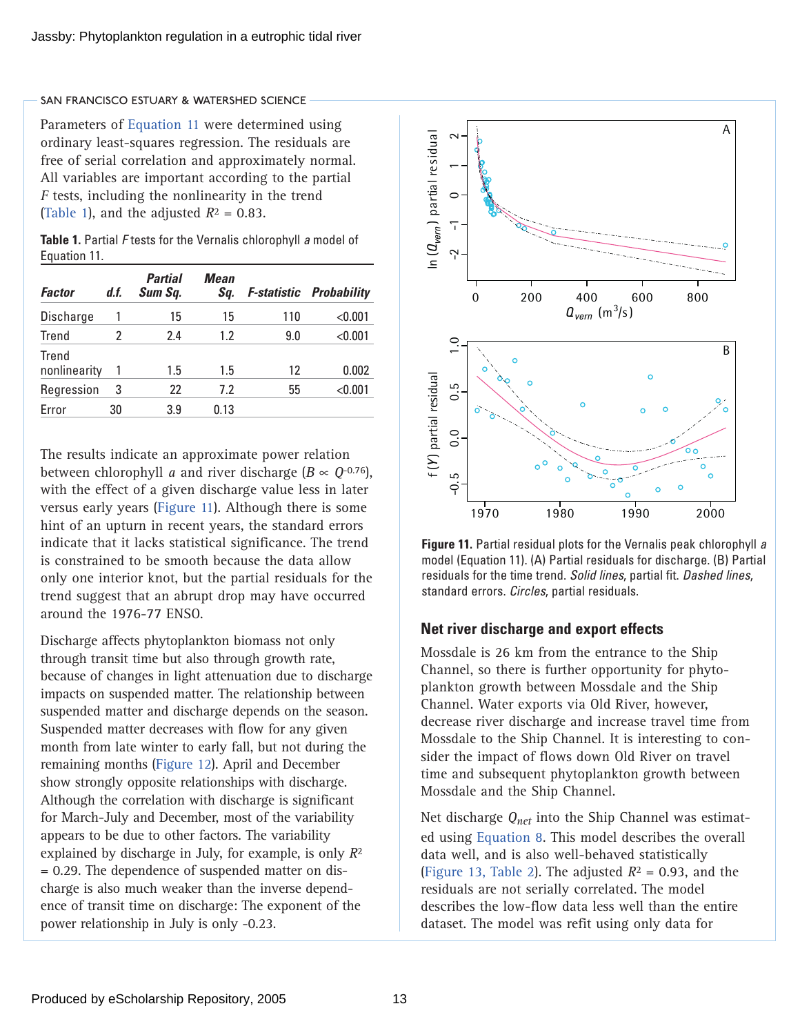Parameters of Equation 11 were determined using ordinary least-squares regression. The residuals are free of serial correlation and approximately normal. All variables are important according to the partial *F* tests, including the nonlinearity in the trend (Table 1), and the adjusted $R^2$ = 0.83.

**Table 1.** Partial *F* tests for the Vernalis chlorophyll *a* model of Equation 11.

| Factor | d.f. | Partial Sum Sq. | Mean Sq. | F-statistic | Probability |
|---|---|---|---|---|---|
| Discharge | 1 | 15 | 15 | 110 | <0.001 |
| Trend | 2 | 2.4 | 1.2 | 9.0 | <0.001 |
| Trend nonlinearity | 1 | 1.5 | 1.5 | 12 | 0.002 |
| Regression | 3 | 22 | 7.2 | 55 | <0.001 |
| Error | 30 | 3.9 | 0.13 | | |

The results indicate an approximate power relation between chlorophyll *a* and river discharge ($B \propto Q^{-0.76}$), with the effect of a given discharge value less in later versus early years (Figure 11). Although there is some hint of an upturn in recent years, the standard errors indicate that it lacks statistical significance. The trend is constrained to be smooth because the data allow only one interior knot, but the partial residuals for the trend suggest that an abrupt drop may have occurred around the 1976-77 ENSO.

Discharge affects phytoplankton biomass not only through transit time but also through growth rate, because of changes in light attenuation due to discharge impacts on suspended matter. The relationship between suspended matter and discharge depends on the season. Suspended matter decreases with flow for any given month from late winter to early fall, but not during the remaining months (Figure 12). April and December show strongly opposite relationships with discharge. Although the correlation with discharge is significant for March-July and December, most of the variability appears to be due to other factors. The variability explained by discharge in July, for example, is only $R^2$ = 0.29. The dependence of suspended matter on discharge is also much weaker than the inverse dependence of transit time on discharge: The exponent of the power relationship in July is only -0.23.

**Figure 11.** Partial residual plots for the Vernalis peak chlorophyll *a* model (Equation 11). (A) Partial residuals for discharge. (B) Partial residuals for the time trend. *Solid lines*, partial fit. *Dashed lines*, standard errors. *Circles*, partial residuals.

## Net river discharge and export effects

Mossdale is 26 km from the entrance to the Ship Channel, so there is further opportunity for phytoplankton growth between Mossdale and the Ship Channel. Water exports via Old River, however, decrease river discharge and increase travel time from Mossdale to the Ship Channel. It is interesting to consider the impact of flows down Old River on travel time and subsequent phytoplankton growth between Mossdale and the Ship Channel.

Net discharge $Q_{net}$ into the Ship Channel was estimated using Equation 8. This model describes the overall data well, and is also well-behaved statistically (Figure 13, Table 2). The adjusted $R^2$ = 0.93, and the residuals are not serially correlated. The model describes the low-flow data less well than the entire dataset. The model was refit using only data for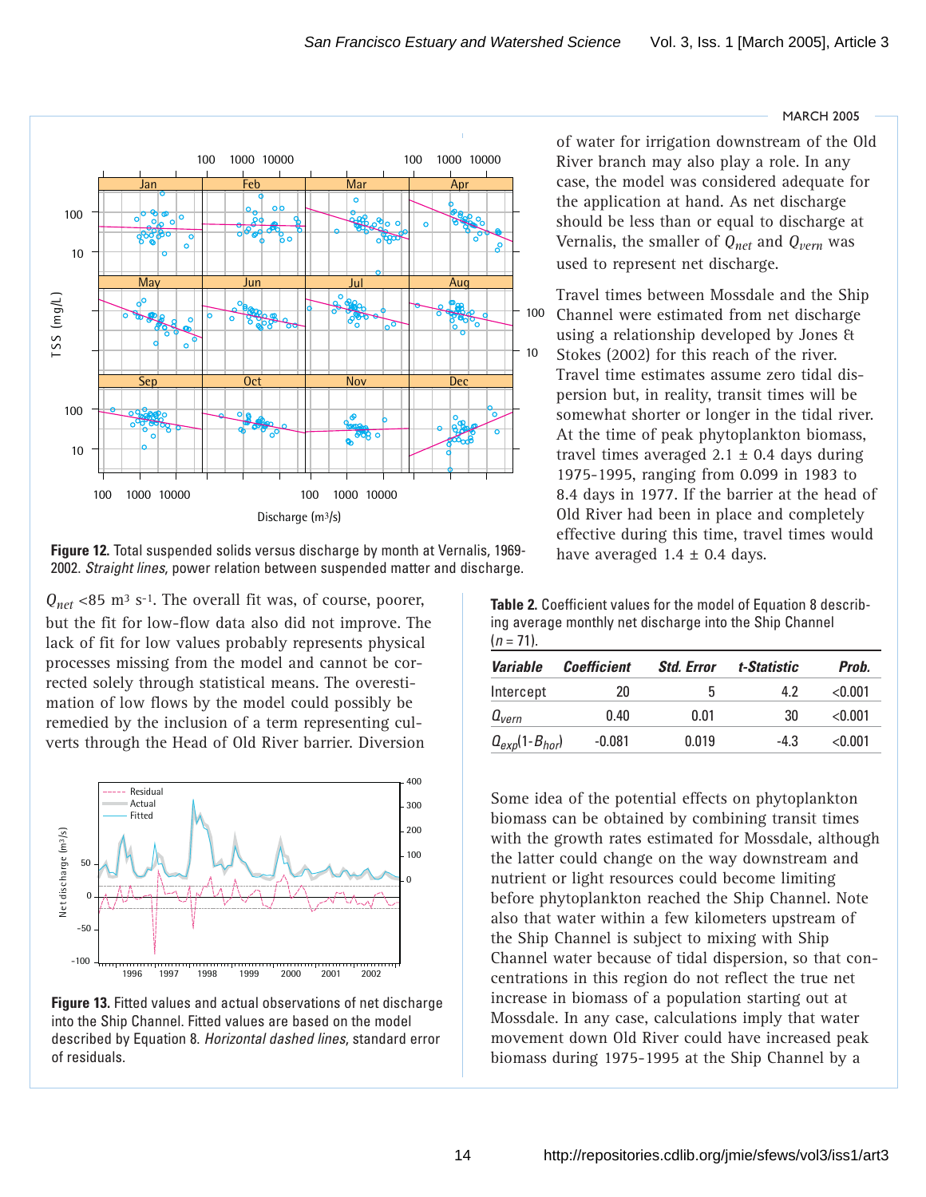of water for irrigation downstream of the Old River branch may also play a role. In any case, the model was considered adequate for the application at hand. As net discharge should be less than or equal to discharge at Vernalis, the smaller of $Q_{net}$ and $Q_{vern}$ was used to represent net discharge.

Travel times between Mossdale and the Ship Channel were estimated from net discharge using a relationship developed by Jones & Stokes (2002) for this reach of the river. Travel time estimates assume zero tidal dispersion but, in reality, transit times will be somewhat shorter or longer in the tidal river. At the time of peak phytoplankton biomass, travel times averaged 2.1 ± 0.4 days during 1975-1995, ranging from 0.099 in 1983 to 8.4 days in 1977. If the barrier at the head of Old River had been in place and completely effective during this time, travel times would have averaged 1.4 ± 0.4 days.

**Figure 12.** Total suspended solids versus discharge by month at Vernalis, 1969-2002. *Straight lines*, power relation between suspended matter and discharge.

$Q_{net}$ <85 $m^3 s^{-1}$. The overall fit was, of course, poorer, but the fit for low-flow data also did not improve. The lack of fit for low values probably represents physical processes missing from the model and cannot be corrected solely through statistical means. The overestimation of low flows by the model could possibly be remedied by the inclusion of a term representing culverts through the Head of Old River barrier. Diversion

**Figure 13.** Fitted values and actual observations of net discharge into the Ship Channel. Fitted values are based on the model described by Equation 8. *Horizontal dashed lines*, standard error of residuals.

**Table 2.** Coefficient values for the model of Equation 8 describing average monthly net discharge into the Ship Channel ($n$ = 71).

| *Variable* | *Coefficient* | *Std. Error* | *t-Statistic* | *Prob.* |
|---|---|---|---|---|
| Intercept | 20 | 5 | 4.2 | <0.001 |
| $Q_{vern}$ | 0.40 | 0.01 | 30 | <0.001 |
| $Q_{exp}(1\text{-}B_{hor})$ | -0.081 | 0.019 | -4.3 | <0.001 |

Some idea of the potential effects on phytoplankton biomass can be obtained by combining transit times with the growth rates estimated for Mossdale, although the latter could change on the way downstream and nutrient or light resources could become limiting before phytoplankton reached the Ship Channel. Note also that water within a few kilometers upstream of the Ship Channel is subject to mixing with Ship Channel water because of tidal dispersion, so that concentrations in this region do not reflect the true net increase in biomass of a population starting out at Mossdale. In any case, calculations imply that water movement down Old River could have increased peak biomass during 1975-1995 at the Ship Channel by a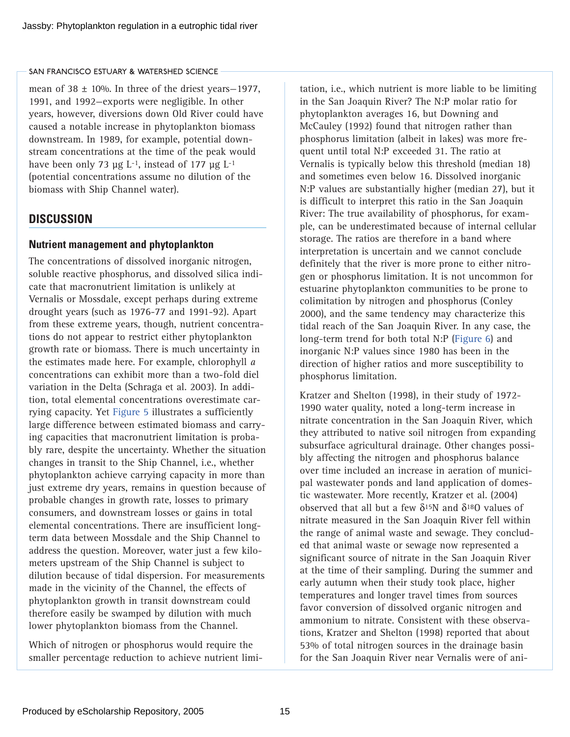mean of 38 ± 10%. In three of the driest years—1977, 1991, and 1992—exports were negligible. In other years, however, diversions down Old River could have caused a notable increase in phytoplankton biomass downstream. In 1989, for example, potential downstream concentrations at the time of the peak would have been only 73 µg $L^{-1}$, instead of 177 µg $L^{-1}$ (potential concentrations assume no dilution of the biomass with Ship Channel water).

## DISCUSSION

### Nutrient management and phytoplankton

The concentrations of dissolved inorganic nitrogen, soluble reactive phosphorus, and dissolved silica indicate that macronutrient limitation is unlikely at Vernalis or Mossdale, except perhaps during extreme drought years (such as 1976-77 and 1991-92). Apart from these extreme years, though, nutrient concentrations do not appear to restrict either phytoplankton growth rate or biomass. There is much uncertainty in the estimates made here. For example, chlorophyll *a* concentrations can exhibit more than a two-fold diel variation in the Delta (Schraga et al. 2003). In addition, total elemental concentrations overestimate carrying capacity. Yet Figure 5 illustrates a sufficiently large difference between estimated biomass and carrying capacities that macronutrient limitation is probably rare, despite the uncertainty. Whether the situation changes in transit to the Ship Channel, i.e., whether phytoplankton achieve carrying capacity in more than just extreme dry years, remains in question because of probable changes in growth rate, losses to primary consumers, and downstream losses or gains in total elemental concentrations. There are insufficient long-term data between Mossdale and the Ship Channel to address the question. Moreover, water just a few kilometers upstream of the Ship Channel is subject to dilution because of tidal dispersion. For measurements made in the vicinity of the Channel, the effects of phytoplankton growth in transit downstream could therefore easily be swamped by dilution with much lower phytoplankton biomass from the Channel.

Which of nitrogen or phosphorus would require the smaller percentage reduction to achieve nutrient limitation, i.e., which nutrient is more liable to be limiting in the San Joaquin River? The N:P molar ratio for phytoplankton averages 16, but Downing and McCauley (1992) found that nitrogen rather than phosphorus limitation (albeit in lakes) was more frequent until total N:P exceeded 31. The ratio at Vernalis is typically below this threshold (median 18) and sometimes even below 16. Dissolved inorganic N:P values are substantially higher (median 27), but it is difficult to interpret this ratio in the San Joaquin River: The true availability of phosphorus, for example, can be underestimated because of internal cellular storage. The ratios are therefore in a band where interpretation is uncertain and we cannot conclude definitely that the river is more prone to either nitrogen or phosphorus limitation. It is not uncommon for estuarine phytoplankton communities to be prone to colimitation by nitrogen and phosphorus (Conley 2000), and the same tendency may characterize this tidal reach of the San Joaquin River. In any case, the long-term trend for both total N:P (Figure 6) and inorganic N:P values since 1980 has been in the direction of higher ratios and more susceptibility to phosphorus limitation.

Kratzer and Shelton (1998), in their study of 1972-1990 water quality, noted a long-term increase in nitrate concentration in the San Joaquin River, which they attributed to native soil nitrogen from expanding subsurface agricultural drainage. Other changes possibly affecting the nitrogen and phosphorus balance over time included an increase in aeration of municipal wastewater ponds and land application of domestic wastewater. More recently, Kratzer et al. (2004) observed that all but a few $\delta^{15}N$ and $\delta^{18}O$ values of nitrate measured in the San Joaquin River fell within the range of animal waste and sewage. They concluded that animal waste or sewage now represented a significant source of nitrate in the San Joaquin River at the time of their sampling. During the summer and early autumn when their study took place, higher temperatures and longer travel times from sources favor conversion of dissolved organic nitrogen and ammonium to nitrate. Consistent with these observations, Kratzer and Shelton (1998) reported that about 53% of total nitrogen sources in the drainage basin for the San Joaquin River near Vernalis were of ani-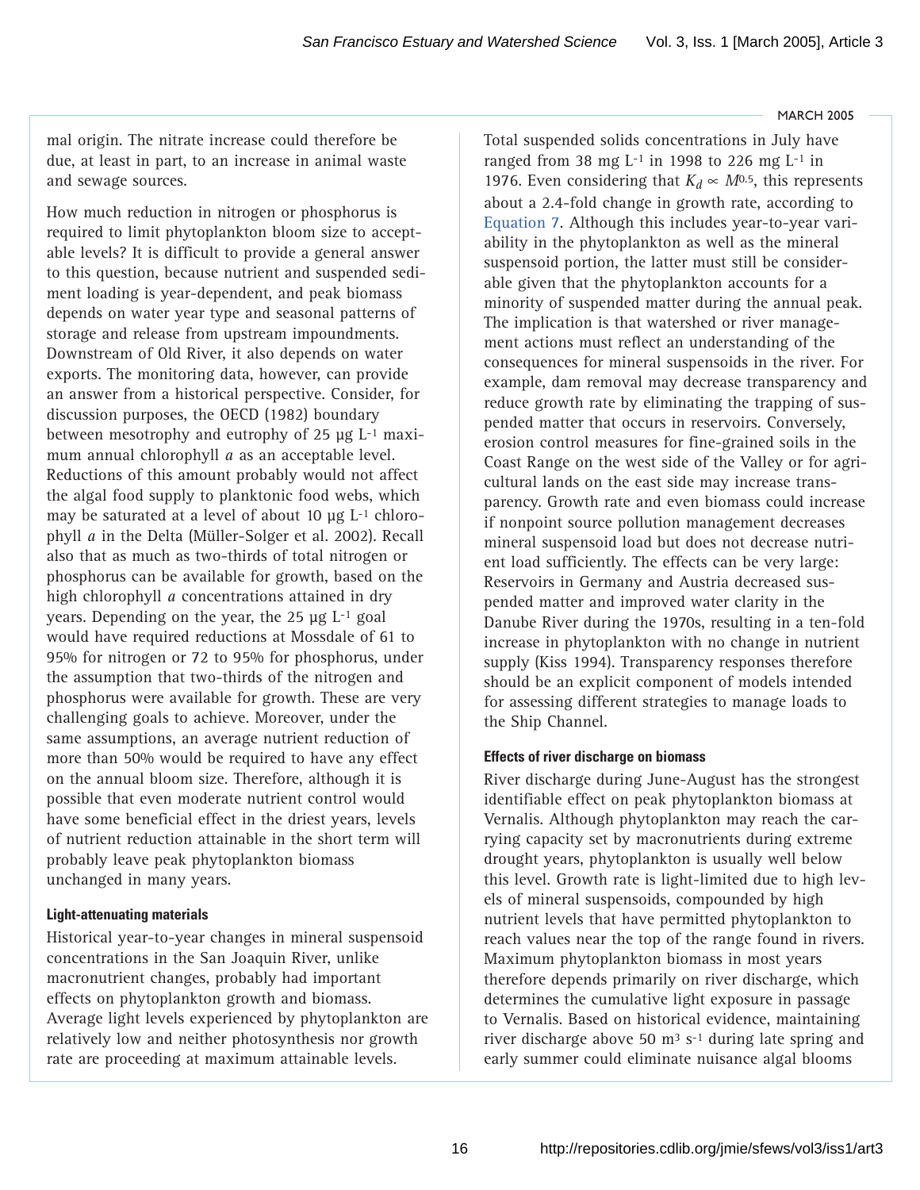mal origin. The nitrate increase could therefore be due, at least in part, to an increase in animal waste and sewage sources.

How much reduction in nitrogen or phosphorus is required to limit phytoplankton bloom size to acceptable levels? It is difficult to provide a general answer to this question, because nutrient and suspended sediment loading is year-dependent, and peak biomass depends on water year type and seasonal patterns of storage and release from upstream impoundments. Downstream of Old River, it also depends on water exports. The monitoring data, however, can provide an answer from a historical perspective. Consider, for discussion purposes, the OECD (1982) boundary between mesotrophy and eutrophy of 25 µg $L^{-1}$ maximum annual chlorophyll *a* as an acceptable level. Reductions of this amount probably would not affect the algal food supply to planktonic food webs, which may be saturated at a level of about 10 µg $L^{-1}$ chlorophyll *a* in the Delta (Müller-Solger et al. 2002). Recall also that as much as two-thirds of total nitrogen or phosphorus can be available for growth, based on the high chlorophyll *a* concentrations attained in dry years. Depending on the year, the 25 µg $L^{-1}$ goal would have required reductions at Mossdale of 61 to 95% for nitrogen or 72 to 95% for phosphorus, under the assumption that two-thirds of the nitrogen and phosphorus were available for growth. These are very challenging goals to achieve. Moreover, under the same assumptions, an average nutrient reduction of more than 50% would be required to have any effect on the annual bloom size. Therefore, although it is possible that even moderate nutrient control would have some beneficial effect in the driest years, levels of nutrient reduction attainable in the short term will probably leave peak phytoplankton biomass unchanged in many years.

#### Light-attenuating materials

Historical year-to-year changes in mineral suspensoid concentrations in the San Joaquin River, unlike macronutrient changes, probably had important effects on phytoplankton growth and biomass. Average light levels experienced by phytoplankton are relatively low and neither photosynthesis nor growth rate are proceeding at maximum attainable levels. Total suspended solids concentrations in July have ranged from 38 mg $L^{-1}$ in 1998 to 226 mg $L^{-1}$ in 1976. Even considering that $K_d \propto M^{0.5}$, this represents about a 2.4-fold change in growth rate, according to Equation 7. Although this includes year-to-year variability in the phytoplankton as well as the mineral suspensoid portion, the latter must still be considerable given that the phytoplankton accounts for a minority of suspended matter during the annual peak. The implication is that watershed or river management actions must reflect an understanding of the consequences for mineral suspensoids in the river. For example, dam removal may decrease transparency and reduce growth rate by eliminating the trapping of suspended matter that occurs in reservoirs. Conversely, erosion control measures for fine-grained soils in the Coast Range on the west side of the Valley or for agricultural lands on the east side may increase transparency. Growth rate and even biomass could increase if nonpoint source pollution management decreases mineral suspensoid load but does not decrease nutrient load sufficiently. The effects can be very large: Reservoirs in Germany and Austria decreased suspended matter and improved water clarity in the Danube River during the 1970s, resulting in a ten-fold increase in phytoplankton with no change in nutrient supply (Kiss 1994). Transparency responses therefore should be an explicit component of models intended for assessing different strategies to manage loads to the Ship Channel.

#### Effects of river discharge on biomass

River discharge during June-August has the strongest identifiable effect on peak phytoplankton biomass at Vernalis. Although phytoplankton may reach the carrying capacity set by macronutrients during extreme drought years, phytoplankton is usually well below this level. Growth rate is light-limited due to high levels of mineral suspensoids, compounded by high nutrient levels that have permitted phytoplankton to reach values near the top of the range found in rivers. Maximum phytoplankton biomass in most years therefore depends primarily on river discharge, which determines the cumulative light exposure in passage to Vernalis. Based on historical evidence, maintaining river discharge above 50 $m^3$ $s^{-1}$ during late spring and early summer could eliminate nuisance algal blooms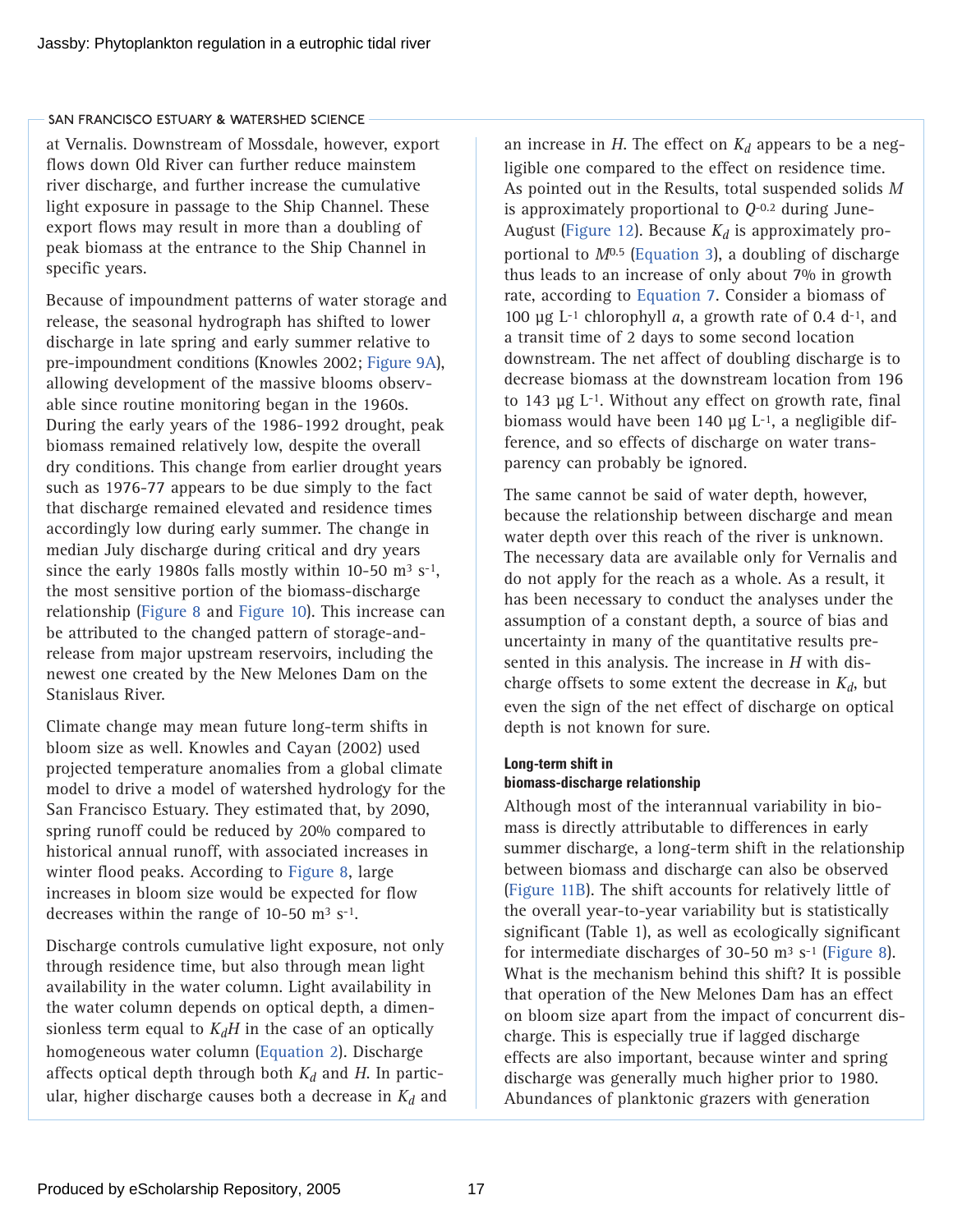at Vernalis. Downstream of Mossdale, however, export flows down Old River can further reduce mainstem river discharge, and further increase the cumulative light exposure in passage to the Ship Channel. These export flows may result in more than a doubling of peak biomass at the entrance to the Ship Channel in specific years.

Because of impoundment patterns of water storage and release, the seasonal hydrograph has shifted to lower discharge in late spring and early summer relative to pre-impoundment conditions (Knowles 2002; Figure 9A), allowing development of the massive blooms observable since routine monitoring began in the 1960s. During the early years of the 1986-1992 drought, peak biomass remained relatively low, despite the overall dry conditions. This change from earlier drought years such as 1976-77 appears to be due simply to the fact that discharge remained elevated and residence times accordingly low during early summer. The change in median July discharge during critical and dry years since the early 1980s falls mostly within 10-50 $m^3$ $s^{-1}$, the most sensitive portion of the biomass-discharge relationship (Figure 8 and Figure 10). This increase can be attributed to the changed pattern of storage-and-release from major upstream reservoirs, including the newest one created by the New Melones Dam on the Stanislaus River.

Climate change may mean future long-term shifts in bloom size as well. Knowles and Cayan (2002) used projected temperature anomalies from a global climate model to drive a model of watershed hydrology for the San Francisco Estuary. They estimated that, by 2090, spring runoff could be reduced by 20% compared to historical annual runoff, with associated increases in winter flood peaks. According to Figure 8, large increases in bloom size would be expected for flow decreases within the range of 10-50 $m^3$ $s^{-1}$.

Discharge controls cumulative light exposure, not only through residence time, but also through mean light availability in the water column. Light availability in the water column depends on optical depth, a dimensionless term equal to $K_d H$ in the case of an optically homogeneous water column (Equation 2). Discharge affects optical depth through both $K_d$ and $H$. In particular, higher discharge causes both a decrease in $K_d$ and an increase in $H$. The effect on $K_d$ appears to be a negligible one compared to the effect on residence time. As pointed out in the Results, total suspended solids $M$ is approximately proportional to $Q^{-0.2}$ during June-August (Figure 12). Because $K_d$ is approximately proportional to $M^{0.5}$ (Equation 3), a doubling of discharge thus leads to an increase of only about 7% in growth rate, according to Equation 7. Consider a biomass of 100 µg $L^{-1}$ chlorophyll *a*, a growth rate of 0.4 $d^{-1}$, and a transit time of 2 days to some second location downstream. The net affect of doubling discharge is to decrease biomass at the downstream location from 196 to 143 µg $L^{-1}$. Without any effect on growth rate, final biomass would have been 140 µg $L^{-1}$, a negligible difference, and so effects of discharge on water transparency can probably be ignored.

The same cannot be said of water depth, however, because the relationship between discharge and mean water depth over this reach of the river is unknown. The necessary data are available only for Vernalis and do not apply for the reach as a whole. As a result, it has been necessary to conduct the analyses under the assumption of a constant depth, a source of bias and uncertainty in many of the quantitative results presented in this analysis. The increase in $H$ with discharge offsets to some extent the decrease in $K_d$, but even the sign of the net effect of discharge on optical depth is not known for sure.

#### Long-term shift in biomass-discharge relationship

Although most of the interannual variability in biomass is directly attributable to differences in early summer discharge, a long-term shift in the relationship between biomass and discharge can also be observed (Figure 11B). The shift accounts for relatively little of the overall year-to-year variability but is statistically significant (Table 1), as well as ecologically significant for intermediate discharges of 30-50 $m^3$ $s^{-1}$ (Figure 8). What is the mechanism behind this shift? It is possible that operation of the New Melones Dam has an effect on bloom size apart from the impact of concurrent discharge. This is especially true if lagged discharge effects are also important, because winter and spring discharge was generally much higher prior to 1980. Abundances of planktonic grazers with generation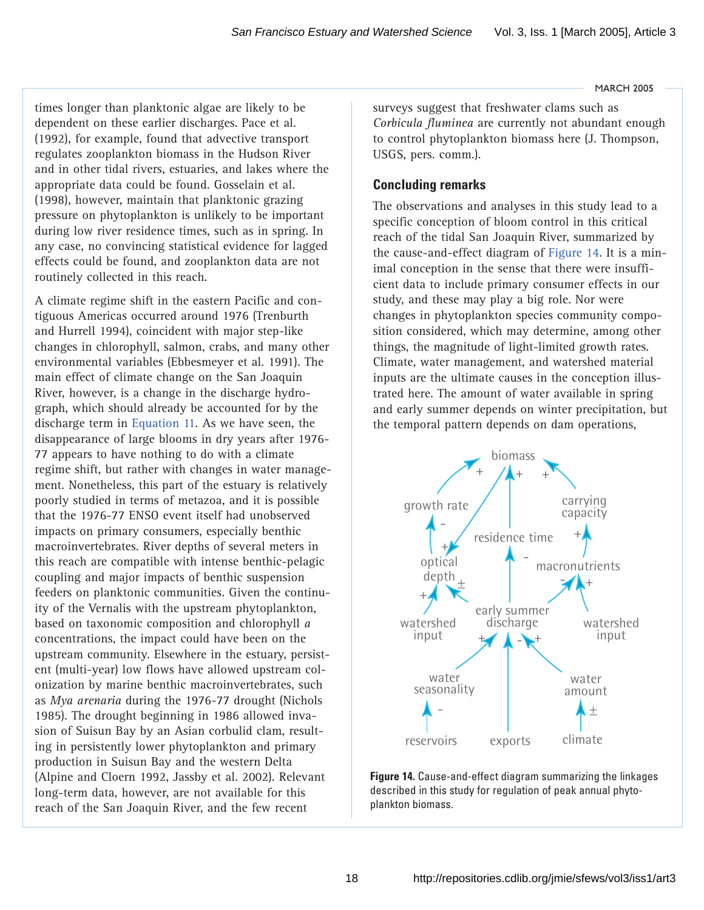times longer than planktonic algae are likely to be dependent on these earlier discharges. Pace et al. (1992), for example, found that advective transport regulates zooplankton biomass in the Hudson River and in other tidal rivers, estuaries, and lakes where the appropriate data could be found. Gosselain et al. (1998), however, maintain that planktonic grazing pressure on phytoplankton is unlikely to be important during low river residence times, such as in spring. In any case, no convincing statistical evidence for lagged effects could be found, and zooplankton data are not routinely collected in this reach.

A climate regime shift in the eastern Pacific and contiguous Americas occurred around 1976 (Trenburth and Hurrell 1994), coincident with major step-like changes in chlorophyll, salmon, crabs, and many other environmental variables (Ebbesmeyer et al. 1991). The main effect of climate change on the San Joaquin River, however, is a change in the discharge hydrograph, which should already be accounted for by the discharge term in Equation 11. As we have seen, the disappearance of large blooms in dry years after 1976-77 appears to have nothing to do with a climate regime shift, but rather with changes in water management. Nonetheless, this part of the estuary is relatively poorly studied in terms of metazoa, and it is possible that the 1976-77 ENSO event itself had unobserved impacts on primary consumers, especially benthic macroinvertebrates. River depths of several meters in this reach are compatible with intense benthic-pelagic coupling and major impacts of benthic suspension feeders on planktonic communities. Given the continuity of the Vernalis with the upstream phytoplankton, based on taxonomic composition and chlorophyll *a* concentrations, the impact could have been on the upstream community. Elsewhere in the estuary, persistent (multi-year) low flows have allowed upstream colonization by marine benthic macroinvertebrates, such as *Mya arenaria* during the 1976-77 drought (Nichols 1985). The drought beginning in 1986 allowed invasion of Suisun Bay by an Asian corbulid clam, resulting in persistently lower phytoplankton and primary production in Suisun Bay and the western Delta (Alpine and Cloern 1992, Jassby et al. 2002). Relevant long-term data, however, are not available for this reach of the San Joaquin River, and the few recent surveys suggest that freshwater clams such as *Corbicula fluminea* are currently not abundant enough to control phytoplankton biomass here (J. Thompson, USGS, pers. comm.).

## Concluding remarks

The observations and analyses in this study lead to a specific conception of bloom control in this critical reach of the tidal San Joaquin River, summarized by the cause-and-effect diagram of Figure 14. It is a minimal conception in the sense that there were insufficient data to include primary consumer effects in our study, and these may play a big role. Nor were changes in phytoplankton species community composition considered, which may determine, among other things, the magnitude of light-limited growth rates. Climate, water management, and watershed material inputs are the ultimate causes in the conception illustrated here. The amount of water available in spring and early summer depends on winter precipitation, but the temporal pattern depends on dam operations,

**Figure 14.** Cause-and-effect diagram summarizing the linkages described in this study for regulation of peak annual phytoplankton biomass.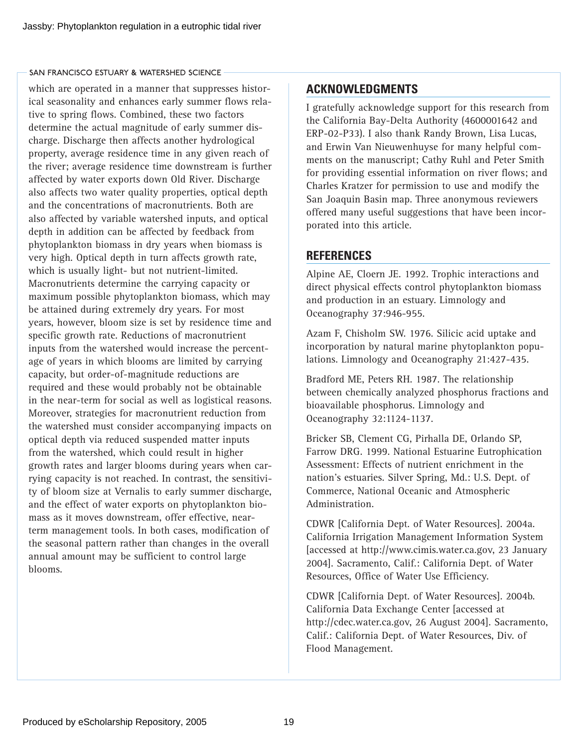which are operated in a manner that suppresses historical seasonality and enhances early summer flows relative to spring flows. Combined, these two factors determine the actual magnitude of early summer discharge. Discharge then affects another hydrological property, average residence time in any given reach of the river; average residence time downstream is further affected by water exports down Old River. Discharge also affects two water quality properties, optical depth and the concentrations of macronutrients. Both are also affected by variable watershed inputs, and optical depth in addition can be affected by feedback from phytoplankton biomass in dry years when biomass is very high. Optical depth in turn affects growth rate, which is usually light- but not nutrient-limited. Macronutrients determine the carrying capacity or maximum possible phytoplankton biomass, which may be attained during extremely dry years. For most years, however, bloom size is set by residence time and specific growth rate. Reductions of macronutrient inputs from the watershed would increase the percentage of years in which blooms are limited by carrying capacity, but order-of-magnitude reductions are required and these would probably not be obtainable in the near-term for social as well as logistical reasons. Moreover, strategies for macronutrient reduction from the watershed must consider accompanying impacts on optical depth via reduced suspended matter inputs from the watershed, which could result in higher growth rates and larger blooms during years when carrying capacity is not reached. In contrast, the sensitivity of bloom size at Vernalis to early summer discharge, and the effect of water exports on phytoplankton biomass as it moves downstream, offer effective, near-term management tools. In both cases, modification of the seasonal pattern rather than changes in the overall annual amount may be sufficient to control large blooms.

## ACKNOWLEDGMENTS

I gratefully acknowledge support for this research from the California Bay-Delta Authority (4600001642 and ERP-02-P33). I also thank Randy Brown, Lisa Lucas, and Erwin Van Nieuwenhuyse for many helpful comments on the manuscript; Cathy Ruhl and Peter Smith for providing essential information on river flows; and Charles Kratzer for permission to use and modify the San Joaquin Basin map. Three anonymous reviewers offered many useful suggestions that have been incorporated into this article.

## REFERENCES

Alpine AE, Cloern JE. 1992. Trophic interactions and direct physical effects control phytoplankton biomass and production in an estuary. Limnology and Oceanography 37:946-955.

Azam F, Chisholm SW. 1976. Silicic acid uptake and incorporation by natural marine phytoplankton populations. Limnology and Oceanography 21:427-435.

Bradford ME, Peters RH. 1987. The relationship between chemically analyzed phosphorus fractions and bioavailable phosphorus. Limnology and Oceanography 32:1124-1137.

Bricker SB, Clement CG, Pirhalla DE, Orlando SP, Farrow DRG. 1999. National Estuarine Eutrophication Assessment: Effects of nutrient enrichment in the nation's estuaries. Silver Spring, Md.: U.S. Dept. of Commerce, National Oceanic and Atmospheric Administration.

CDWR [California Dept. of Water Resources]. 2004a. California Irrigation Management Information System [accessed at http://www.cimis.water.ca.gov, 23 January 2004]. Sacramento, Calif.: California Dept. of Water Resources, Office of Water Use Efficiency.

CDWR [California Dept. of Water Resources]. 2004b. California Data Exchange Center [accessed at http://cdec.water.ca.gov, 26 August 2004]. Sacramento, Calif.: California Dept. of Water Resources, Div. of Flood Management.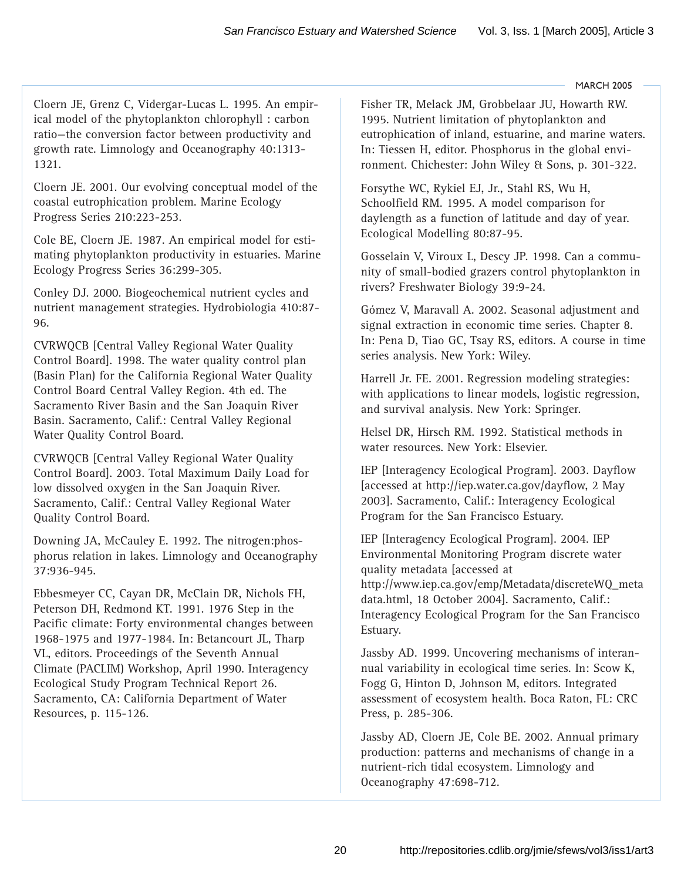Cloern JE, Grenz C, Vidergar-Lucas L. 1995. An empirical model of the phytoplankton chlorophyll : carbon ratio—the conversion factor between productivity and growth rate. Limnology and Oceanography 40:1313-1321.

Cloern JE. 2001. Our evolving conceptual model of the coastal eutrophication problem. Marine Ecology Progress Series 210:223-253.

Cole BE, Cloern JE. 1987. An empirical model for estimating phytoplankton productivity in estuaries. Marine Ecology Progress Series 36:299-305.

Conley DJ. 2000. Biogeochemical nutrient cycles and nutrient management strategies. Hydrobiologia 410:87-96.

CVRWQCB [Central Valley Regional Water Quality Control Board]. 1998. The water quality control plan (Basin Plan) for the California Regional Water Quality Control Board Central Valley Region. 4th ed. The Sacramento River Basin and the San Joaquin River Basin. Sacramento, Calif.: Central Valley Regional Water Quality Control Board.

CVRWQCB [Central Valley Regional Water Quality Control Board]. 2003. Total Maximum Daily Load for low dissolved oxygen in the San Joaquin River. Sacramento, Calif.: Central Valley Regional Water Quality Control Board.

Downing JA, McCauley E. 1992. The nitrogen:phosphorus relation in lakes. Limnology and Oceanography 37:936-945.

Ebbesmeyer CC, Cayan DR, McClain DR, Nichols FH, Peterson DH, Redmond KT. 1991. 1976 Step in the Pacific climate: Forty environmental changes between 1968-1975 and 1977-1984. In: Betancourt JL, Tharp VL, editors. Proceedings of the Seventh Annual Climate (PACLIM) Workshop, April 1990. Interagency Ecological Study Program Technical Report 26. Sacramento, CA: California Department of Water Resources, p. 115-126.

Fisher TR, Melack JM, Grobbelaar JU, Howarth RW. 1995. Nutrient limitation of phytoplankton and eutrophication of inland, estuarine, and marine waters. In: Tiessen H, editor. Phosphorus in the global environment. Chichester: John Wiley & Sons, p. 301-322.

Forsythe WC, Rykiel EJ, Jr., Stahl RS, Wu H, Schoolfield RM. 1995. A model comparison for daylength as a function of latitude and day of year. Ecological Modelling 80:87-95.

Gosselain V, Viroux L, Descy JP. 1998. Can a community of small-bodied grazers control phytoplankton in rivers? Freshwater Biology 39:9-24.

Gómez V, Maravall A. 2002. Seasonal adjustment and signal extraction in economic time series. Chapter 8. In: Pena D, Tiao GC, Tsay RS, editors. A course in time series analysis. New York: Wiley.

Harrell Jr. FE. 2001. Regression modeling strategies: with applications to linear models, logistic regression, and survival analysis. New York: Springer.

Helsel DR, Hirsch RM. 1992. Statistical methods in water resources. New York: Elsevier.

IEP [Interagency Ecological Program]. 2003. Dayflow [accessed at http://iep.water.ca.gov/dayflow, 2 May 2003]. Sacramento, Calif.: Interagency Ecological Program for the San Francisco Estuary.

IEP [Interagency Ecological Program]. 2004. IEP Environmental Monitoring Program discrete water quality metadata [accessed at http://www.iep.ca.gov/emp/Metadata/discreteWQ_metadata.html, 18 October 2004]. Sacramento, Calif.: Interagency Ecological Program for the San Francisco Estuary.

Jassby AD. 1999. Uncovering mechanisms of interannual variability in ecological time series. In: Scow K, Fogg G, Hinton D, Johnson M, editors. Integrated assessment of ecosystem health. Boca Raton, FL: CRC Press, p. 285-306.

Jassby AD, Cloern JE, Cole BE. 2002. Annual primary production: patterns and mechanisms of change in a nutrient-rich tidal ecosystem. Limnology and Oceanography 47:698-712.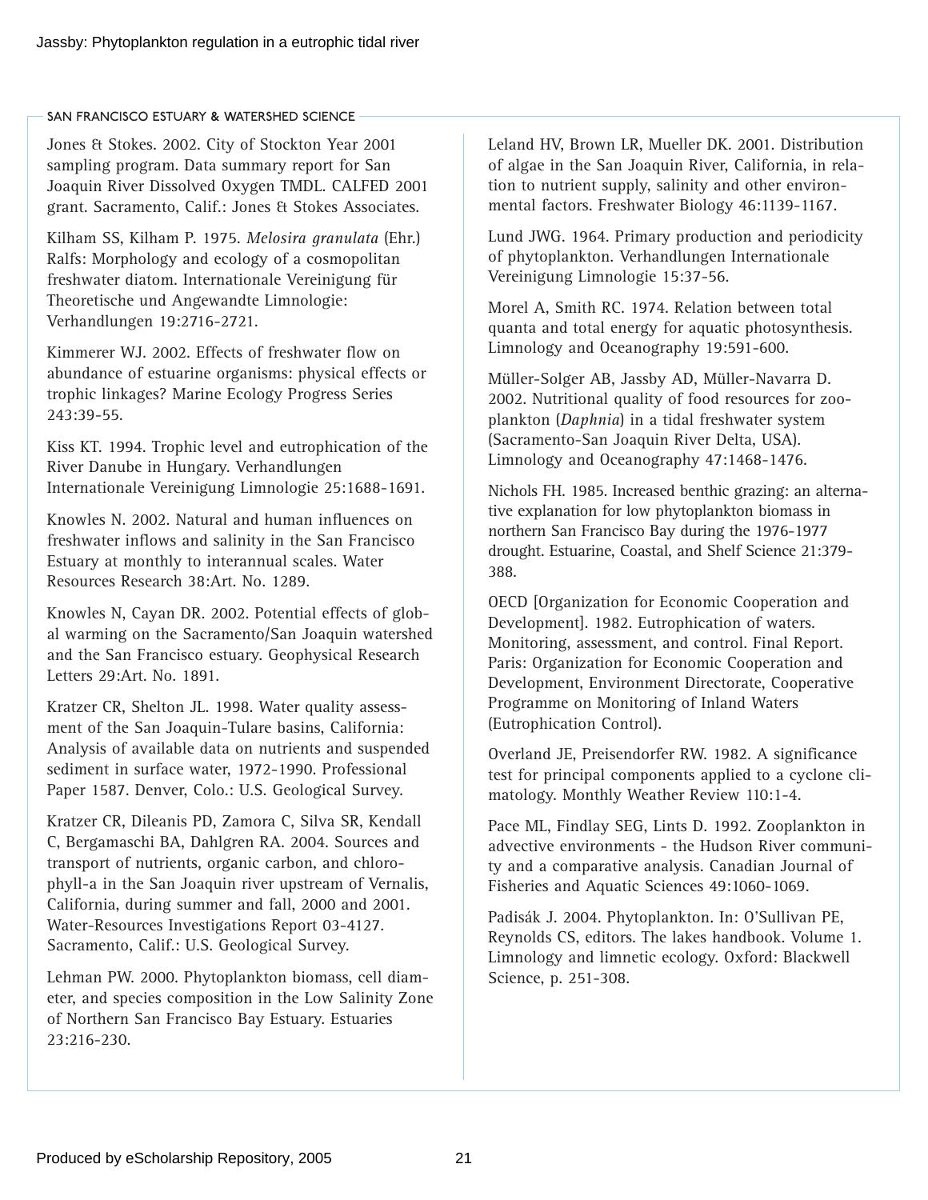Jones & Stokes. 2002. City of Stockton Year 2001 sampling program. Data summary report for San Joaquin River Dissolved Oxygen TMDL. CALFED 2001 grant. Sacramento, Calif.: Jones & Stokes Associates.

Kilham SS, Kilham P. 1975. *Melosira granulata* (Ehr.) Ralfs: Morphology and ecology of a cosmopolitan freshwater diatom. Internationale Vereinigung für Theoretische und Angewandte Limnologie: Verhandlungen 19:2716-2721.

Kimmerer WJ. 2002. Effects of freshwater flow on abundance of estuarine organisms: physical effects or trophic linkages? Marine Ecology Progress Series 243:39-55.

Kiss KT. 1994. Trophic level and eutrophication of the River Danube in Hungary. Verhandlungen Internationale Vereinigung Limnologie 25:1688-1691.

Knowles N. 2002. Natural and human influences on freshwater inflows and salinity in the San Francisco Estuary at monthly to interannual scales. Water Resources Research 38:Art. No. 1289.

Knowles N, Cayan DR. 2002. Potential effects of global warming on the Sacramento/San Joaquin watershed and the San Francisco estuary. Geophysical Research Letters 29:Art. No. 1891.

Kratzer CR, Shelton JL. 1998. Water quality assessment of the San Joaquin-Tulare basins, California: Analysis of available data on nutrients and suspended sediment in surface water, 1972-1990. Professional Paper 1587. Denver, Colo.: U.S. Geological Survey.

Kratzer CR, Dileanis PD, Zamora C, Silva SR, Kendall C, Bergamaschi BA, Dahlgren RA. 2004. Sources and transport of nutrients, organic carbon, and chlorophyll-a in the San Joaquin river upstream of Vernalis, California, during summer and fall, 2000 and 2001. Water-Resources Investigations Report 03-4127. Sacramento, Calif.: U.S. Geological Survey.

Lehman PW. 2000. Phytoplankton biomass, cell diameter, and species composition in the Low Salinity Zone of Northern San Francisco Bay Estuary. Estuaries 23:216-230.

Leland HV, Brown LR, Mueller DK. 2001. Distribution of algae in the San Joaquin River, California, in relation to nutrient supply, salinity and other environmental factors. Freshwater Biology 46:1139-1167.

Lund JWG. 1964. Primary production and periodicity of phytoplankton. Verhandlungen Internationale Vereinigung Limnologie 15:37-56.

Morel A, Smith RC. 1974. Relation between total quanta and total energy for aquatic photosynthesis. Limnology and Oceanography 19:591-600.

Müller-Solger AB, Jassby AD, Müller-Navarra D. 2002. Nutritional quality of food resources for zooplankton (*Daphnia*) in a tidal freshwater system (Sacramento-San Joaquin River Delta, USA). Limnology and Oceanography 47:1468-1476.

Nichols FH. 1985. Increased benthic grazing: an alternative explanation for low phytoplankton biomass in northern San Francisco Bay during the 1976-1977 drought. Estuarine, Coastal, and Shelf Science 21:379-388.

OECD [Organization for Economic Cooperation and Development]. 1982. Eutrophication of waters. Monitoring, assessment, and control. Final Report. Paris: Organization for Economic Cooperation and Development, Environment Directorate, Cooperative Programme on Monitoring of Inland Waters (Eutrophication Control).

Overland JE, Preisendorfer RW. 1982. A significance test for principal components applied to a cyclone climatology. Monthly Weather Review 110:1-4.

Pace ML, Findlay SEG, Lints D. 1992. Zooplankton in advective environments - the Hudson River community and a comparative analysis. Canadian Journal of Fisheries and Aquatic Sciences 49:1060-1069.

Padisák J. 2004. Phytoplankton. In: O'Sullivan PE, Reynolds CS, editors. The lakes handbook. Volume 1. Limnology and limnetic ecology. Oxford: Blackwell Science, p. 251-308.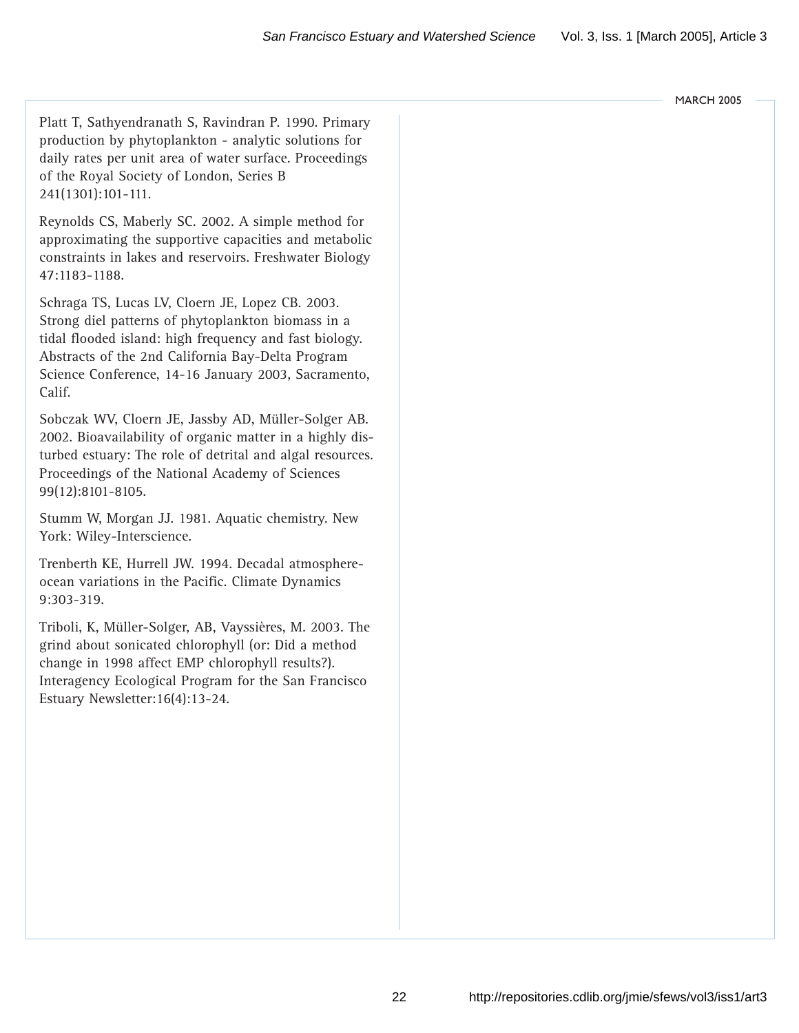Platt T, Sathyendranath S, Ravindran P. 1990. Primary production by phytoplankton - analytic solutions for daily rates per unit area of water surface. Proceedings of the Royal Society of London, Series B 241(1301):101-111.

Reynolds CS, Maberly SC. 2002. A simple method for approximating the supportive capacities and metabolic constraints in lakes and reservoirs. Freshwater Biology 47:1183-1188.

Schraga TS, Lucas LV, Cloern JE, Lopez CB. 2003. Strong diel patterns of phytoplankton biomass in a tidal flooded island: high frequency and fast biology. Abstracts of the 2nd California Bay-Delta Program Science Conference, 14-16 January 2003, Sacramento, Calif.

Sobczak WV, Cloern JE, Jassby AD, Müller-Solger AB. 2002. Bioavailability of organic matter in a highly disturbed estuary: The role of detrital and algal resources. Proceedings of the National Academy of Sciences 99(12):8101-8105.

Stumm W, Morgan JJ. 1981. Aquatic chemistry. New York: Wiley-Interscience.

Trenberth KE, Hurrell JW. 1994. Decadal atmosphere-ocean variations in the Pacific. Climate Dynamics 9:303-319.

Triboli, K, Müller-Solger, AB, Vayssières, M. 2003. The grind about sonicated chlorophyll (or: Did a method change in 1998 affect EMP chlorophyll results?). Interagency Ecological Program for the San Francisco Estuary Newsletter:16(4):13-24.